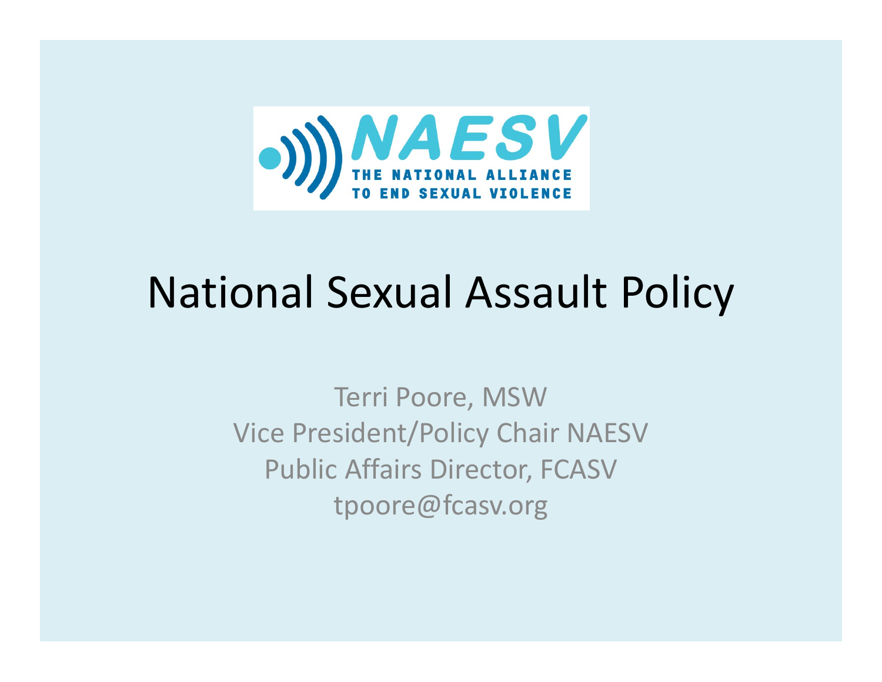NAESV

THE NATIONAL ALLIANCE TO END SEXUAL VIOLENCE

# National Sexual Assault Policy

Terri Poore, MSW
Vice President/Policy Chair NAESV
Public Affairs Director, FCASV
tpoore@fcasv.org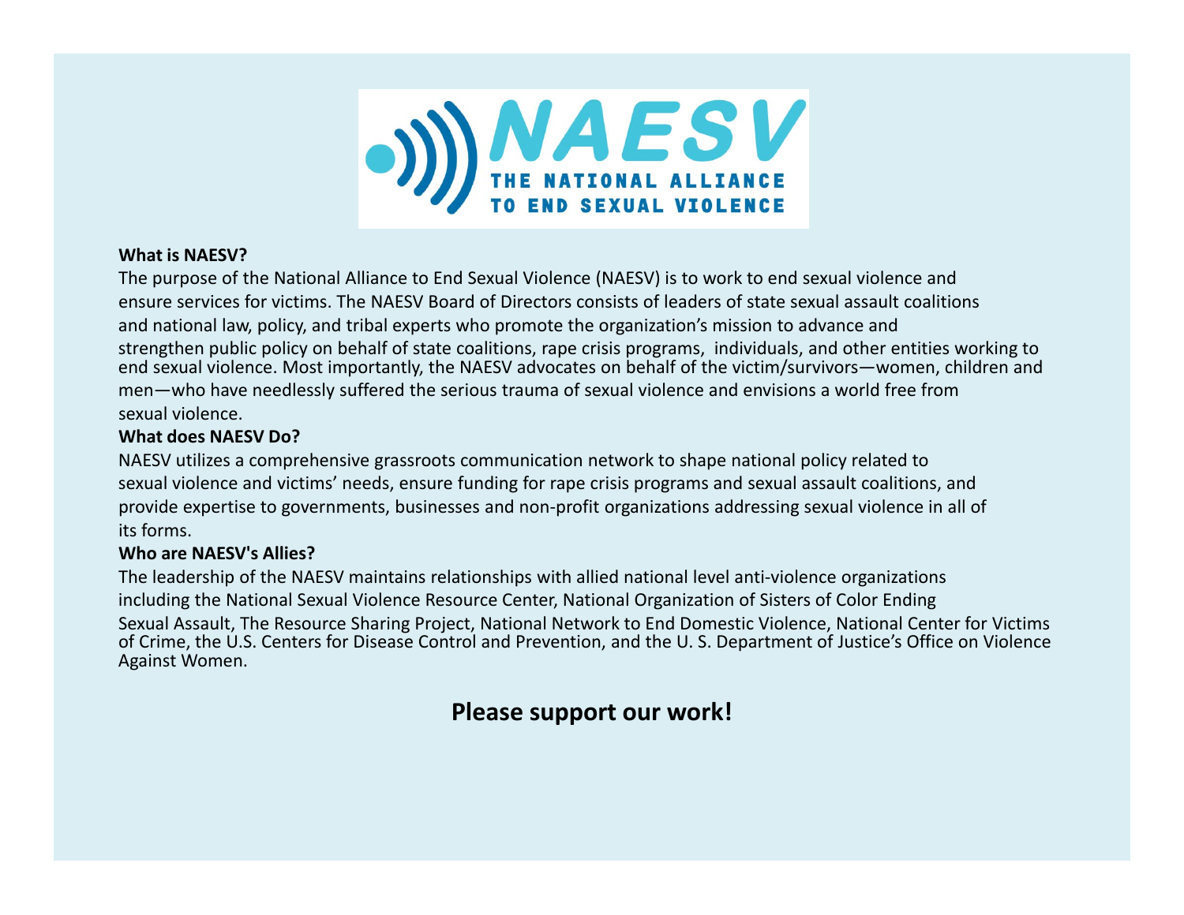# NAESV

THE NATIONAL ALLIANCE TO END SEXUAL VIOLENCE

**What is NAESV?**

The purpose of the National Alliance to End Sexual Violence (NAESV) is to work to end sexual violence and ensure services for victims. The NAESV Board of Directors consists of leaders of state sexual assault coalitions and national law, policy, and tribal experts who promote the organization's mission to advance and strengthen public policy on behalf of state coalitions, rape crisis programs, individuals, and other entities working to end sexual violence. Most importantly, the NAESV advocates on behalf of the victim/survivors—women, children and men—who have needlessly suffered the serious trauma of sexual violence and envisions a world free from sexual violence.

**What does NAESV Do?**

NAESV utilizes a comprehensive grassroots communication network to shape national policy related to sexual violence and victims' needs, ensure funding for rape crisis programs and sexual assault coalitions, and provide expertise to governments, businesses and non-profit organizations addressing sexual violence in all of its forms.

**Who are NAESV's Allies?**

The leadership of the NAESV maintains relationships with allied national level anti-violence organizations including the National Sexual Violence Resource Center, National Organization of Sisters of Color Ending Sexual Assault, The Resource Sharing Project, National Network to End Domestic Violence, National Center for Victims of Crime, the U.S. Centers for Disease Control and Prevention, and the U. S. Department of Justice's Office on Violence Against Women.

**Please support our work!**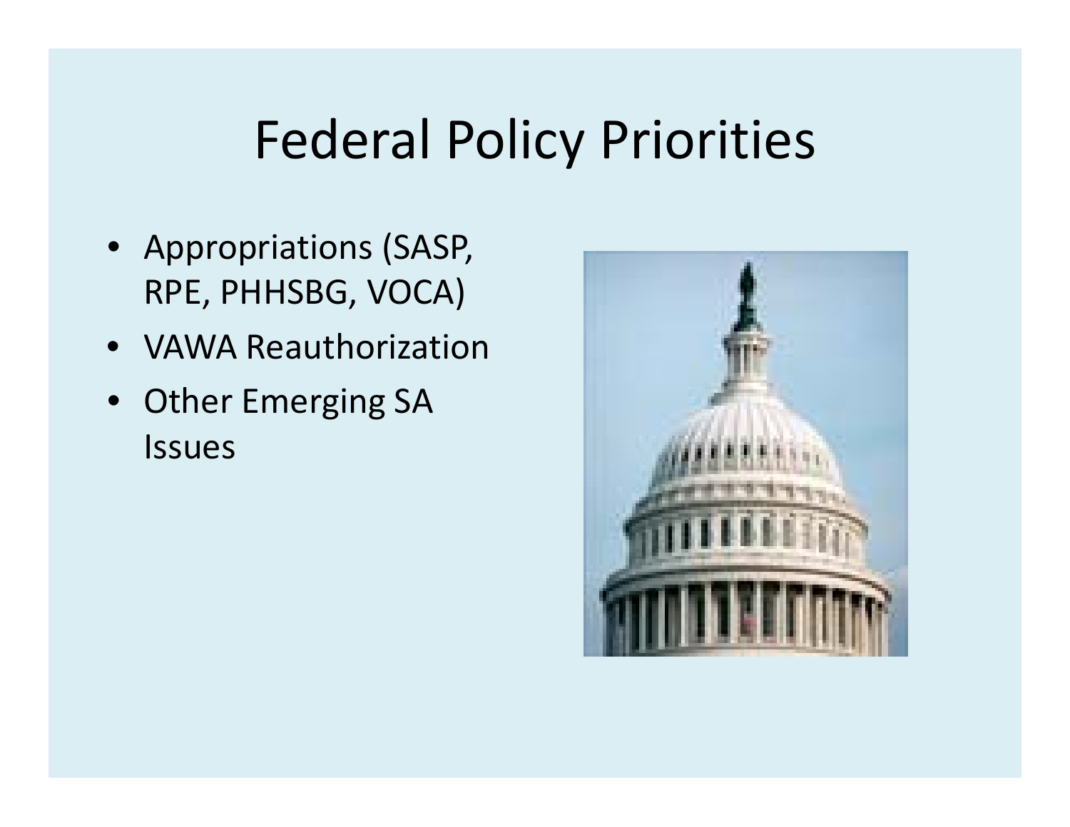# Federal Policy Priorities

- Appropriations (SASP, RPE, PHHSBG, VOCA)
- VAWA Reauthorization
- Other Emerging SA Issues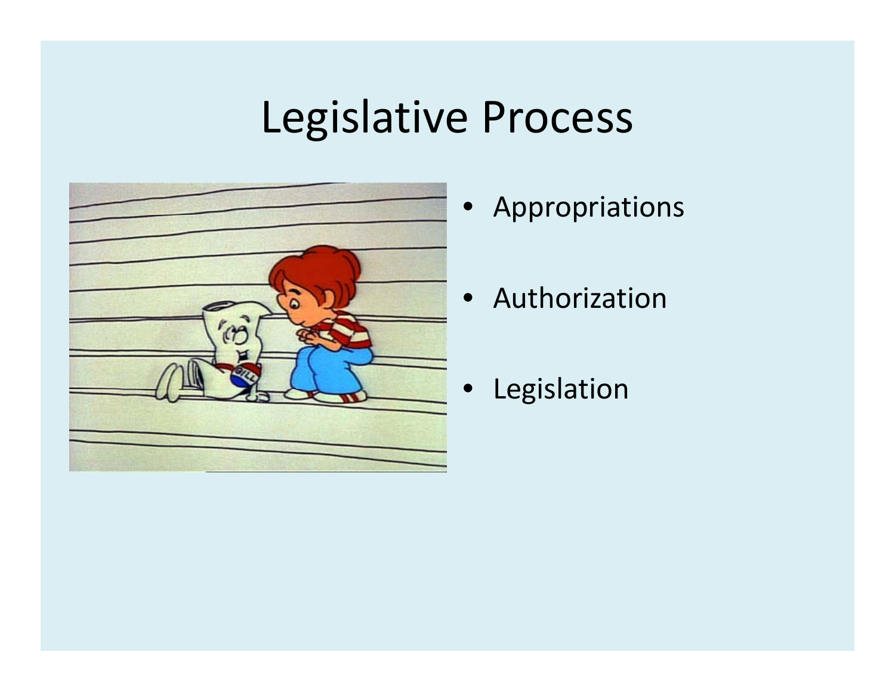# Legislative Process

- Appropriations
- Authorization
- Legislation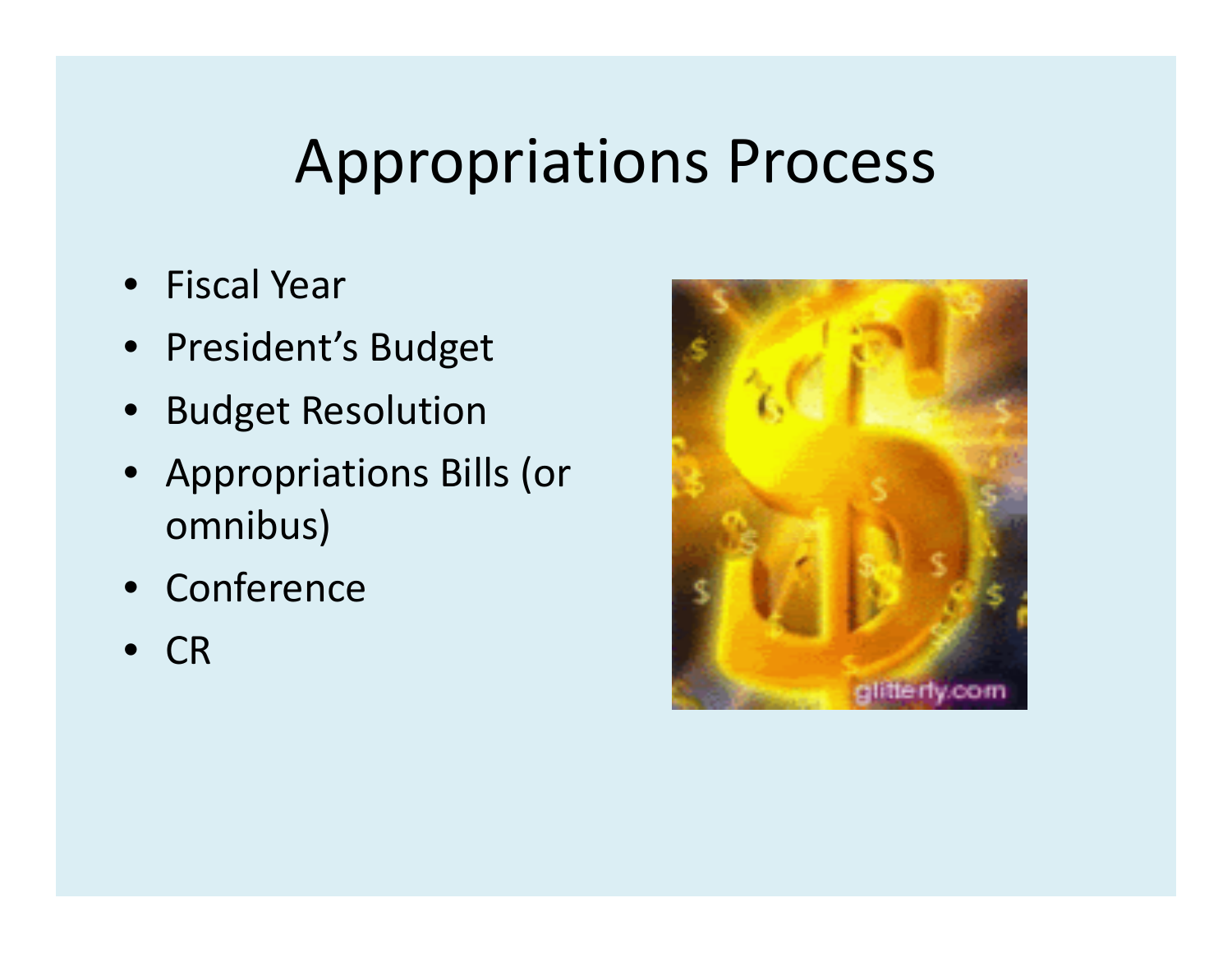# Appropriations Process

- Fiscal Year
- President's Budget
- Budget Resolution
- Appropriations Bills (or omnibus)
- Conference
- CR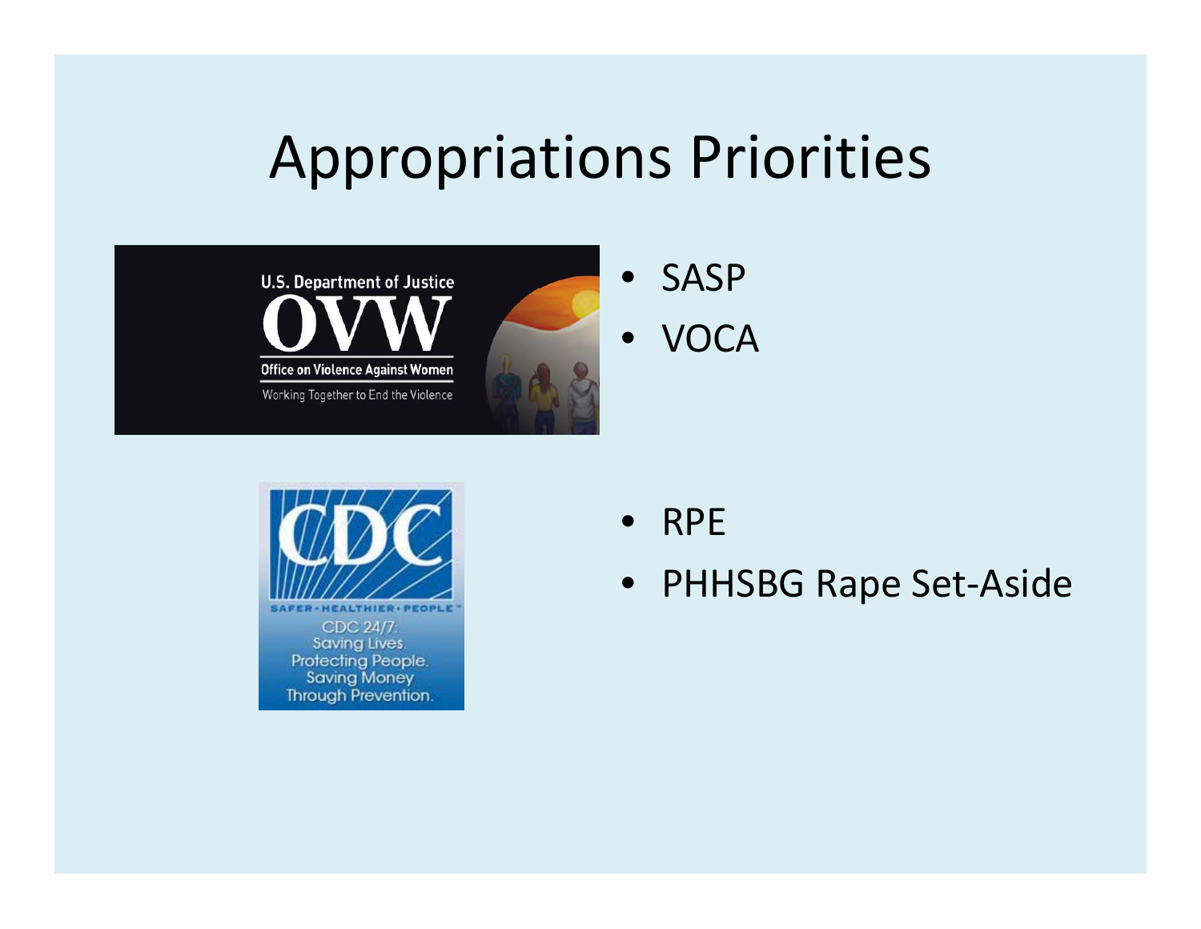# Appropriations Priorities

- SASP
- VOCA

- RPE
- PHHSBG Rape Set-Aside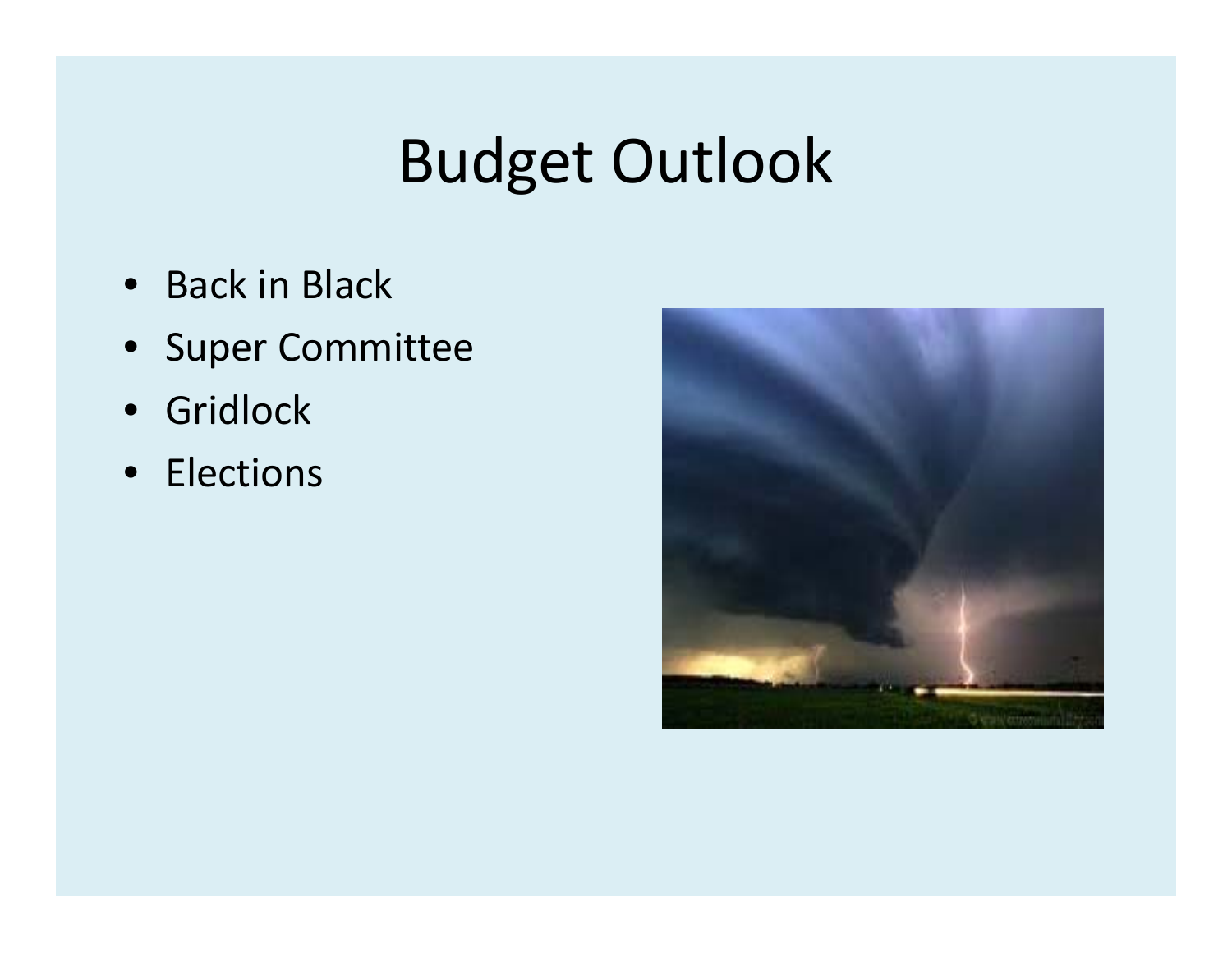# Budget Outlook

- Back in Black
- Super Committee
- Gridlock
- Elections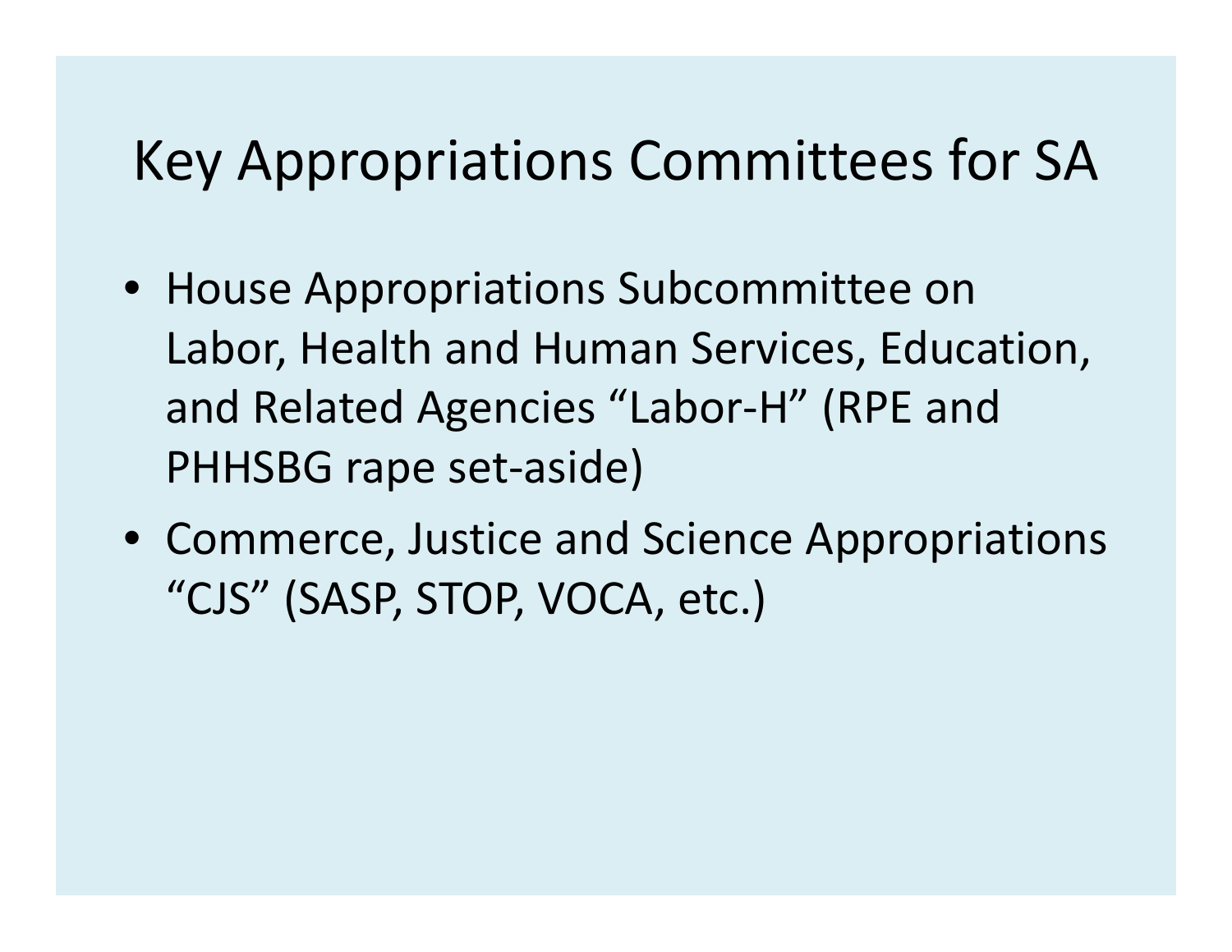# Key Appropriations Committees for SA

- House Appropriations Subcommittee on Labor, Health and Human Services, Education, and Related Agencies "Labor-H" (RPE and PHHSBG rape set-aside)
- Commerce, Justice and Science Appropriations "CJS" (SASP, STOP, VOCA, etc.)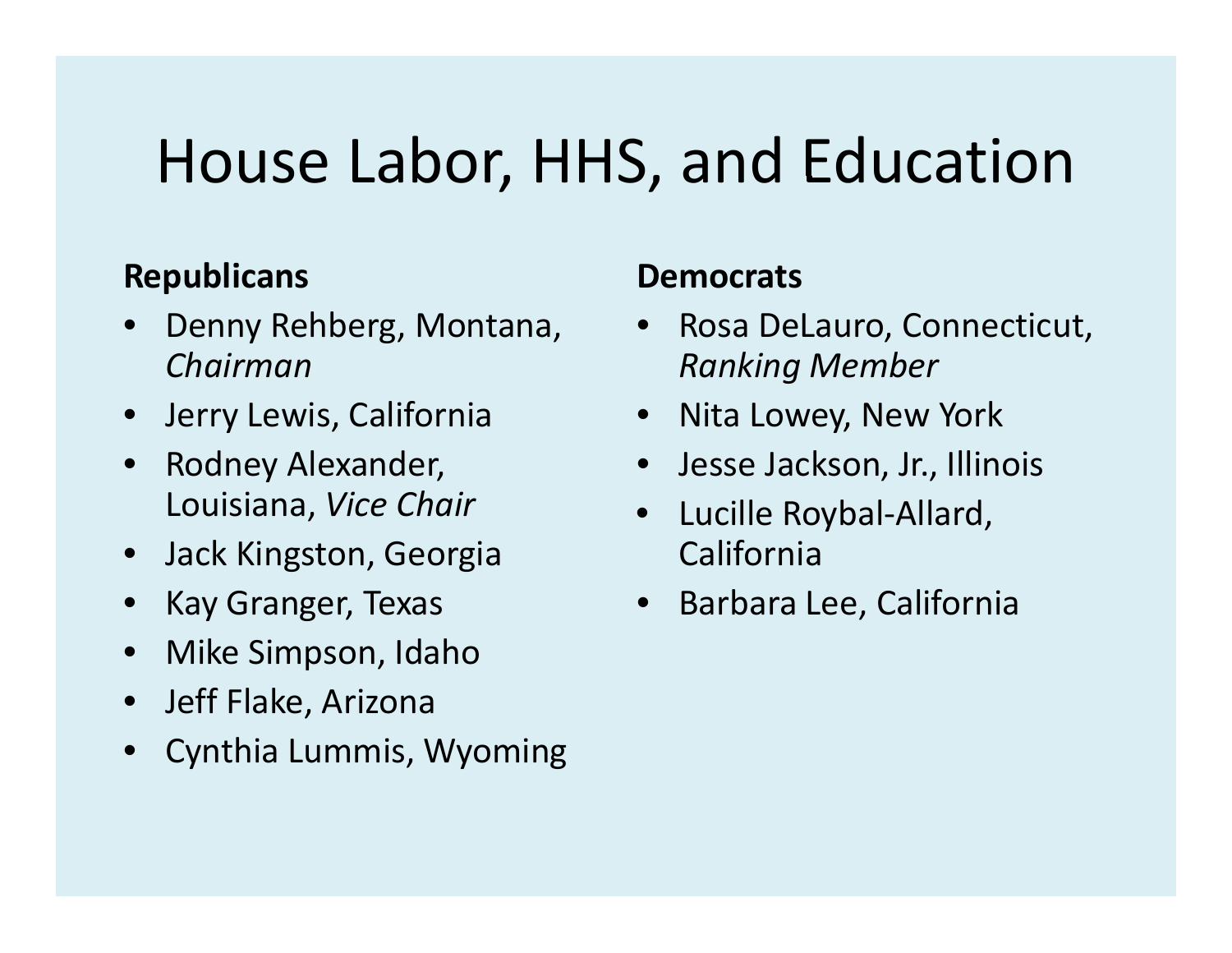# House Labor, HHS, and Education

**Republicans**

- Denny Rehberg, Montana, *Chairman*
- Jerry Lewis, California
- Rodney Alexander, Louisiana, *Vice Chair*
- Jack Kingston, Georgia
- Kay Granger, Texas
- Mike Simpson, Idaho
- Jeff Flake, Arizona
- Cynthia Lummis, Wyoming

**Democrats**

- Rosa DeLauro, Connecticut, *Ranking Member*
- Nita Lowey, New York
- Jesse Jackson, Jr., Illinois
- Lucille Roybal-Allard, California
- Barbara Lee, California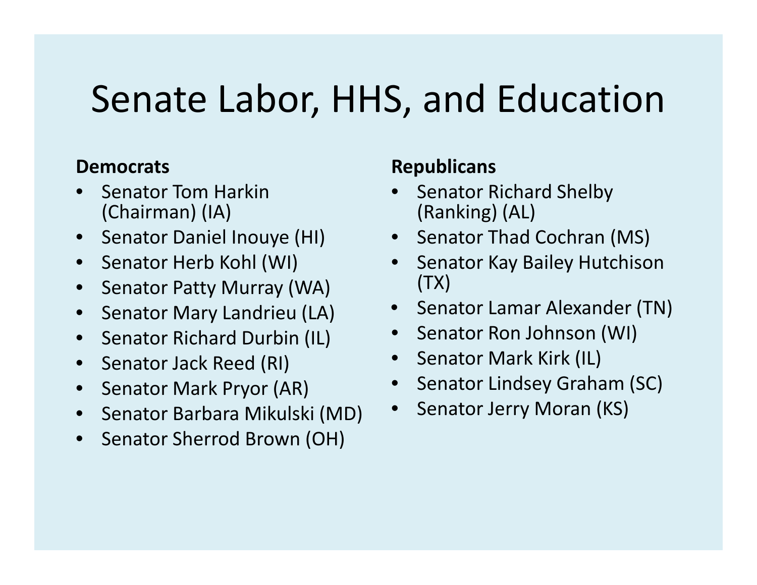# Senate Labor, HHS, and Education

**Democrats**

- Senator Tom Harkin (Chairman) (IA)
- Senator Daniel Inouye (HI)
- Senator Herb Kohl (WI)
- Senator Patty Murray (WA)
- Senator Mary Landrieu (LA)
- Senator Richard Durbin (IL)
- Senator Jack Reed (RI)
- Senator Mark Pryor (AR)
- Senator Barbara Mikulski (MD)
- Senator Sherrod Brown (OH)

**Republicans**

- Senator Richard Shelby (Ranking) (AL)
- Senator Thad Cochran (MS)
- Senator Kay Bailey Hutchison (TX)
- Senator Lamar Alexander (TN)
- Senator Ron Johnson (WI)
- Senator Mark Kirk (IL)
- Senator Lindsey Graham (SC)
- Senator Jerry Moran (KS)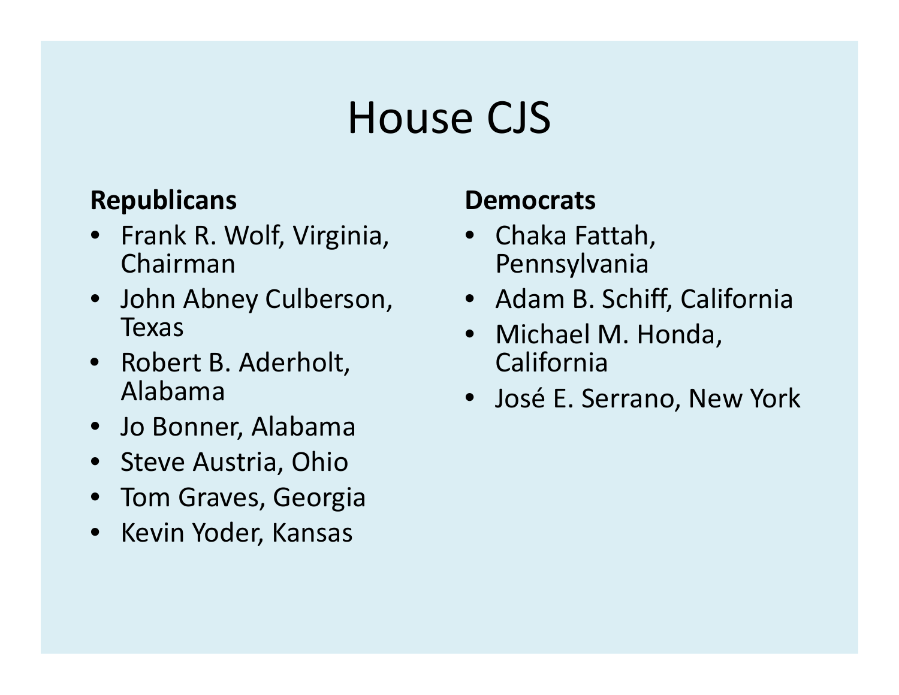# House CJS

**Republicans**

- Frank R. Wolf, Virginia, Chairman
- John Abney Culberson, Texas
- Robert B. Aderholt, Alabama
- Jo Bonner, Alabama
- Steve Austria, Ohio
- Tom Graves, Georgia
- Kevin Yoder, Kansas

**Democrats**

- Chaka Fattah, Pennsylvania
- Adam B. Schiff, California
- Michael M. Honda, California
- José E. Serrano, New York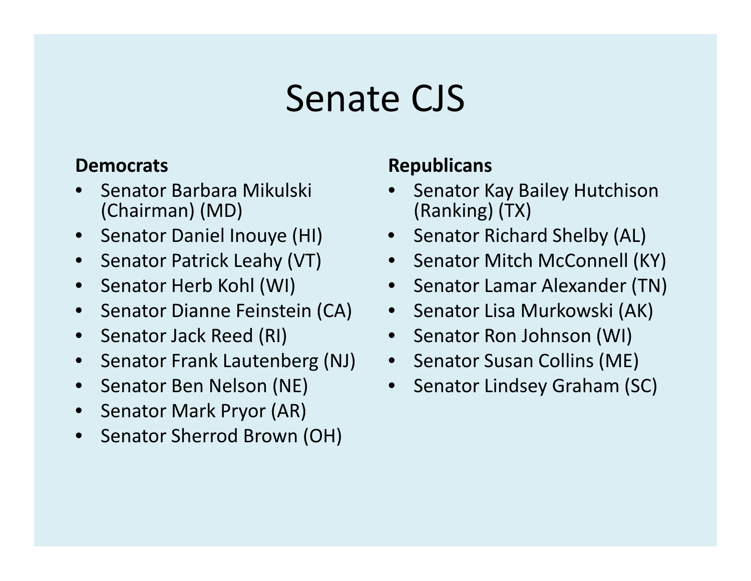# Senate CJS

**Democrats**

- Senator Barbara Mikulski (Chairman) (MD)
- Senator Daniel Inouye (HI)
- Senator Patrick Leahy (VT)
- Senator Herb Kohl (WI)
- Senator Dianne Feinstein (CA)
- Senator Jack Reed (RI)
- Senator Frank Lautenberg (NJ)
- Senator Ben Nelson (NE)
- Senator Mark Pryor (AR)
- Senator Sherrod Brown (OH)

**Republicans**

- Senator Kay Bailey Hutchison (Ranking) (TX)
- Senator Richard Shelby (AL)
- Senator Mitch McConnell (KY)
- Senator Lamar Alexander (TN)
- Senator Lisa Murkowski (AK)
- Senator Ron Johnson (WI)
- Senator Susan Collins (ME)
- Senator Lindsey Graham (SC)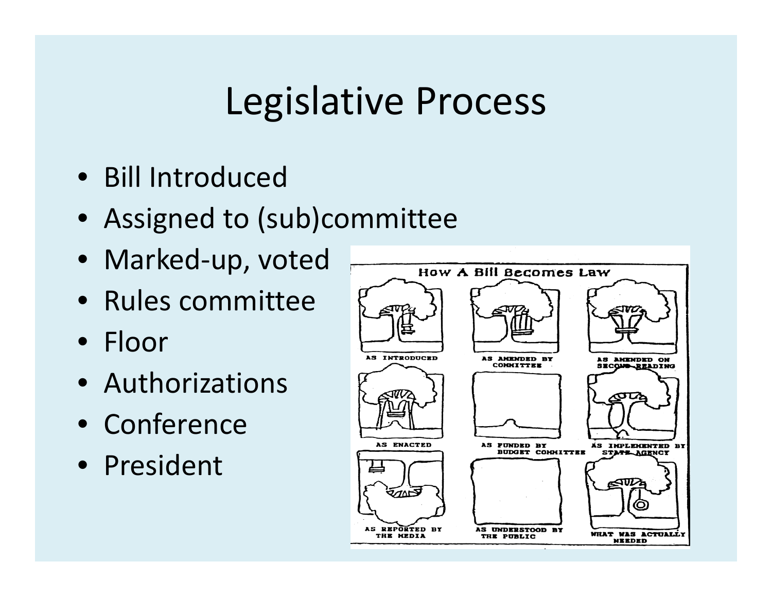# Legislative Process

- Bill Introduced
- Assigned to (sub)committee
- Marked-up, voted
- Rules committee
- Floor
- Authorizations
- Conference
- President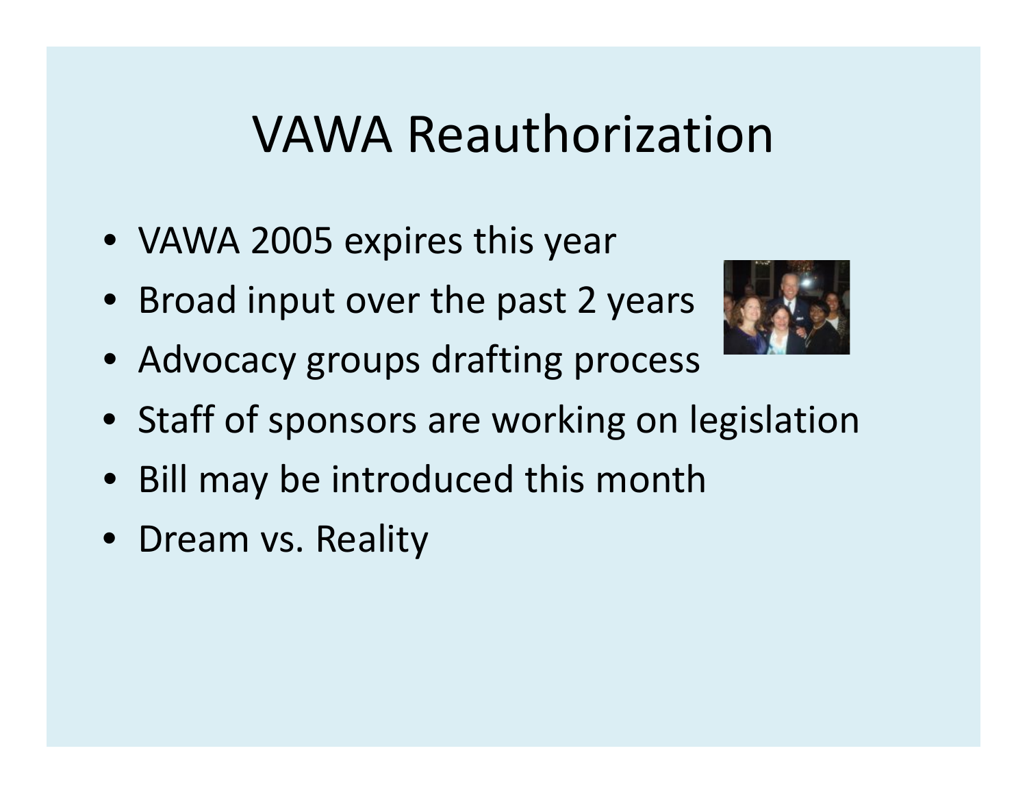# VAWA Reauthorization

- VAWA 2005 expires this year
- Broad input over the past 2 years
- Advocacy groups drafting process
- Staff of sponsors are working on legislation
- Bill may be introduced this month
- Dream vs. Reality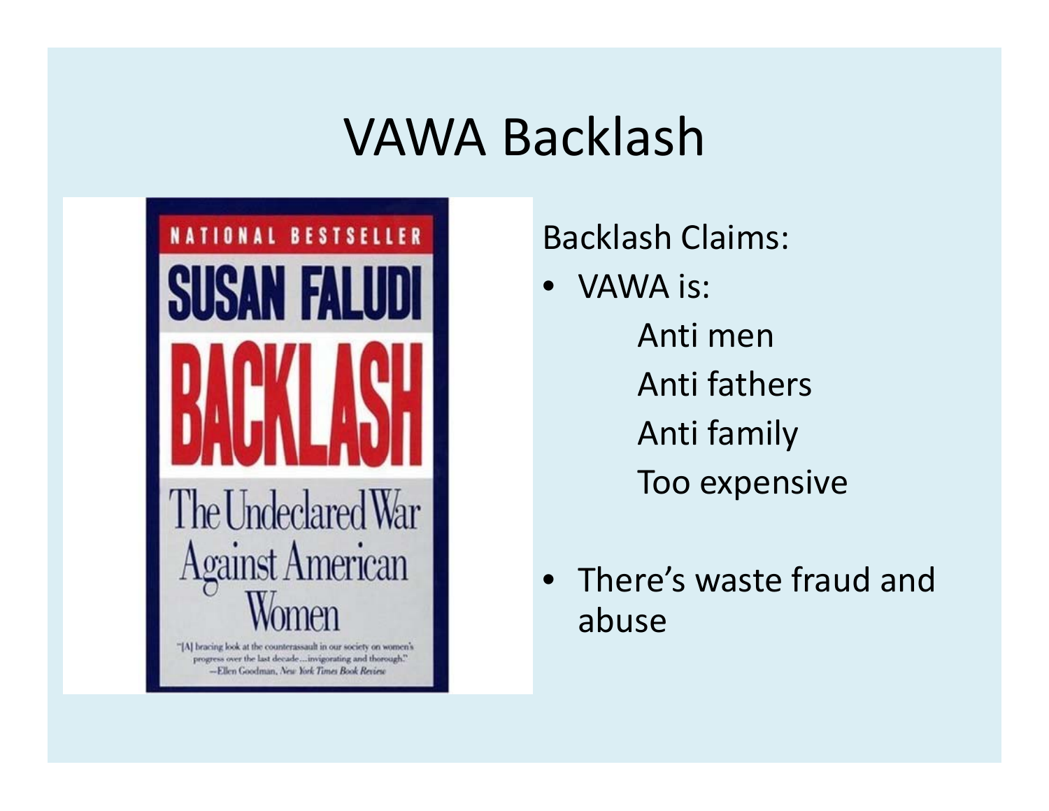# VAWA Backlash

Backlash Claims:

- VAWA is:
  - Anti men
  - Anti fathers
  - Anti family
  - Too expensive
- There's waste fraud and abuse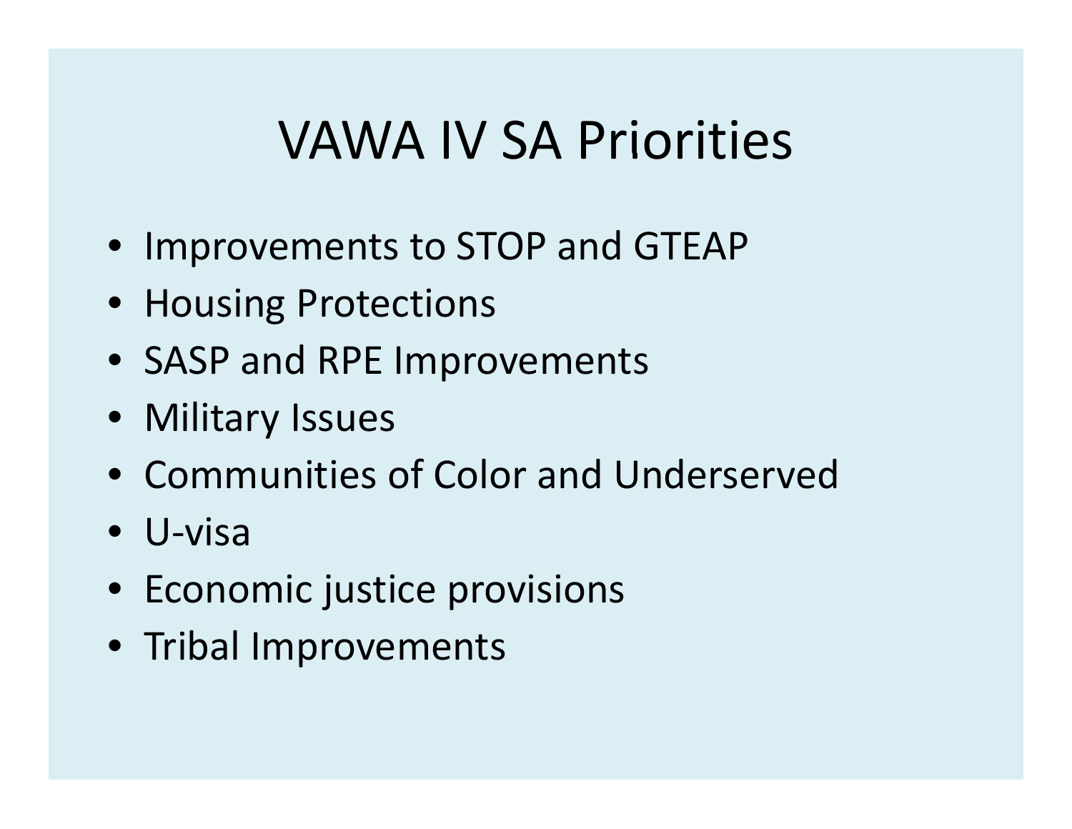# VAWA IV SA Priorities

- Improvements to STOP and GTEAP
- Housing Protections
- SASP and RPE Improvements
- Military Issues
- Communities of Color and Underserved
- U-visa
- Economic justice provisions
- Tribal Improvements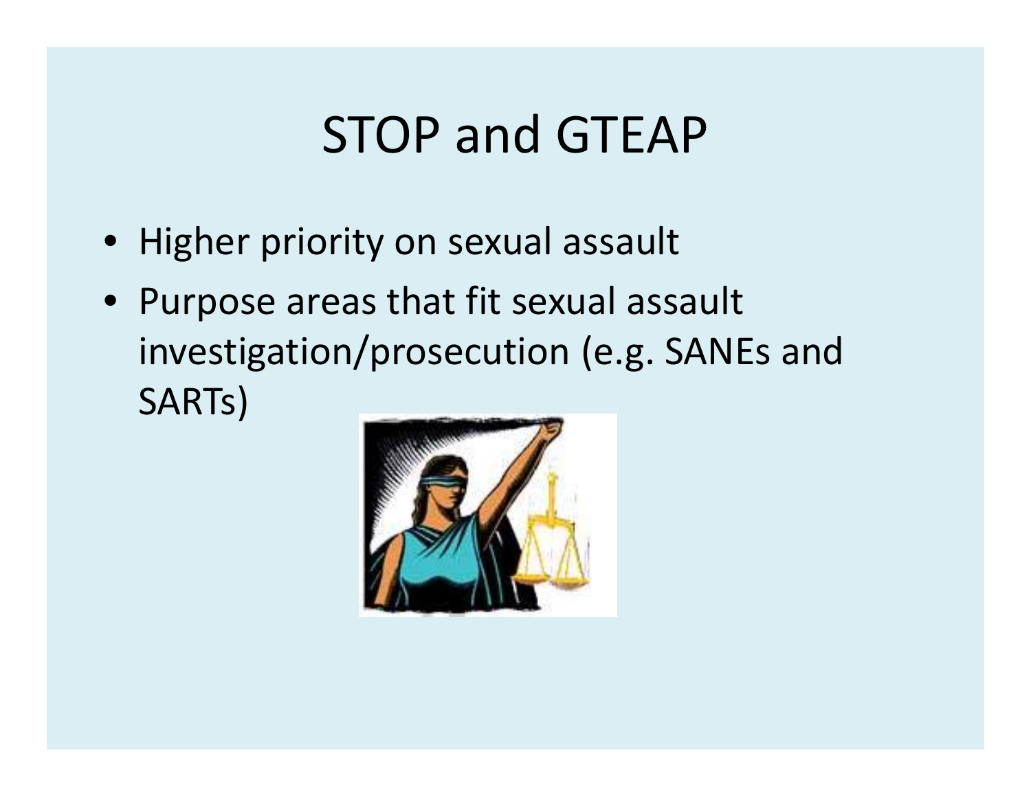# STOP and GTEAP

- Higher priority on sexual assault
- Purpose areas that fit sexual assault investigation/prosecution (e.g. SANEs and SARTs)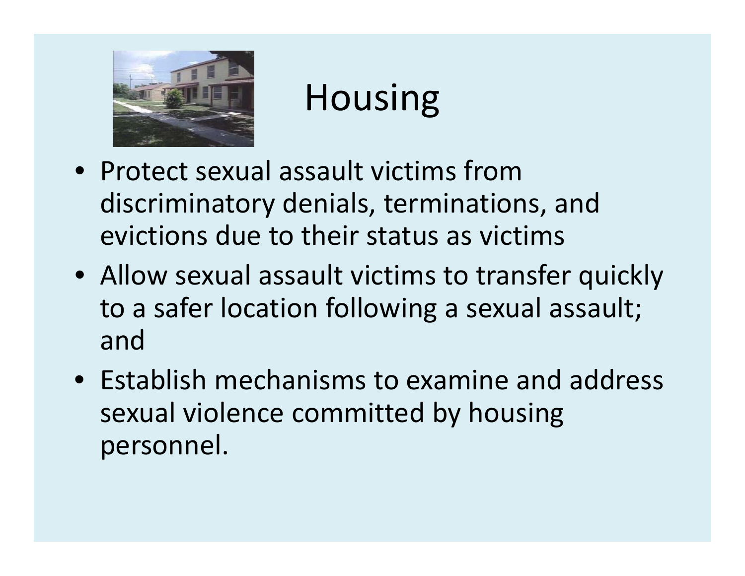# Housing

- Protect sexual assault victims from discriminatory denials, terminations, and evictions due to their status as victims
- Allow sexual assault victims to transfer quickly to a safer location following a sexual assault; and
- Establish mechanisms to examine and address sexual violence committed by housing personnel.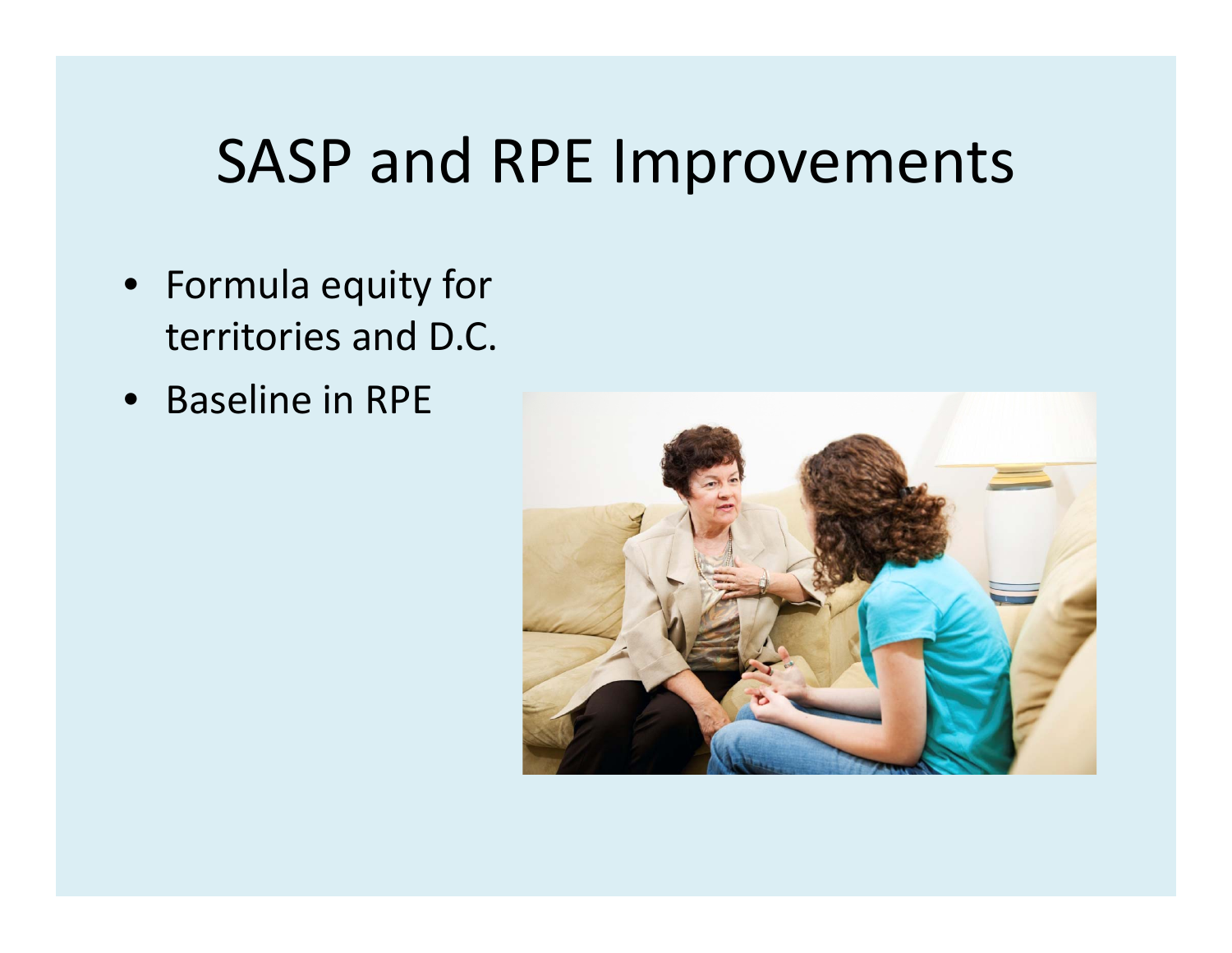# SASP and RPE Improvements

- Formula equity for territories and D.C.
- Baseline in RPE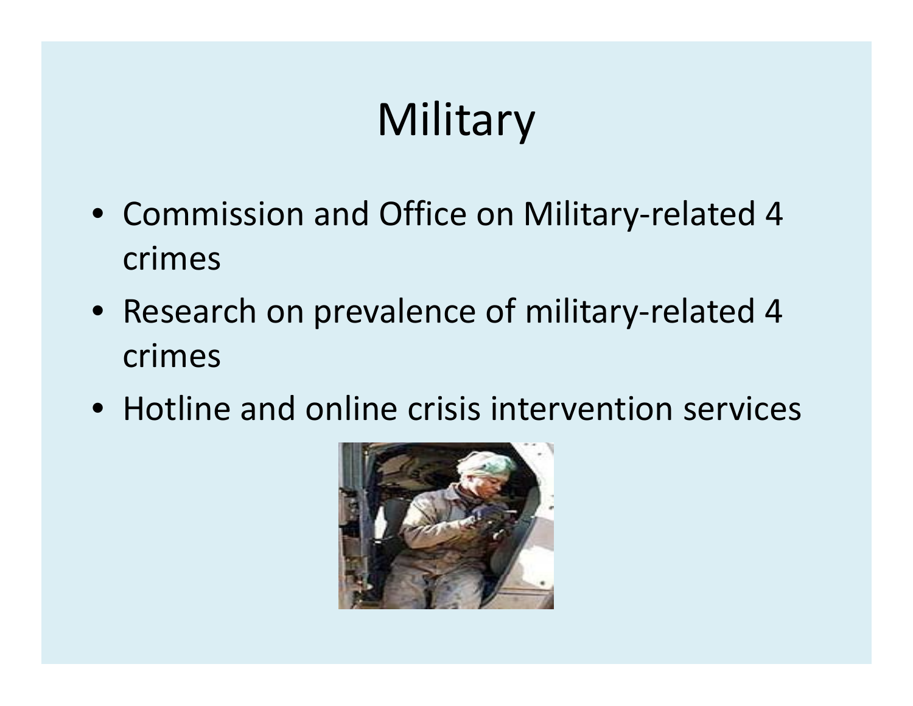# Military

- Commission and Office on Military-related 4 crimes
- Research on prevalence of military-related 4 crimes
- Hotline and online crisis intervention services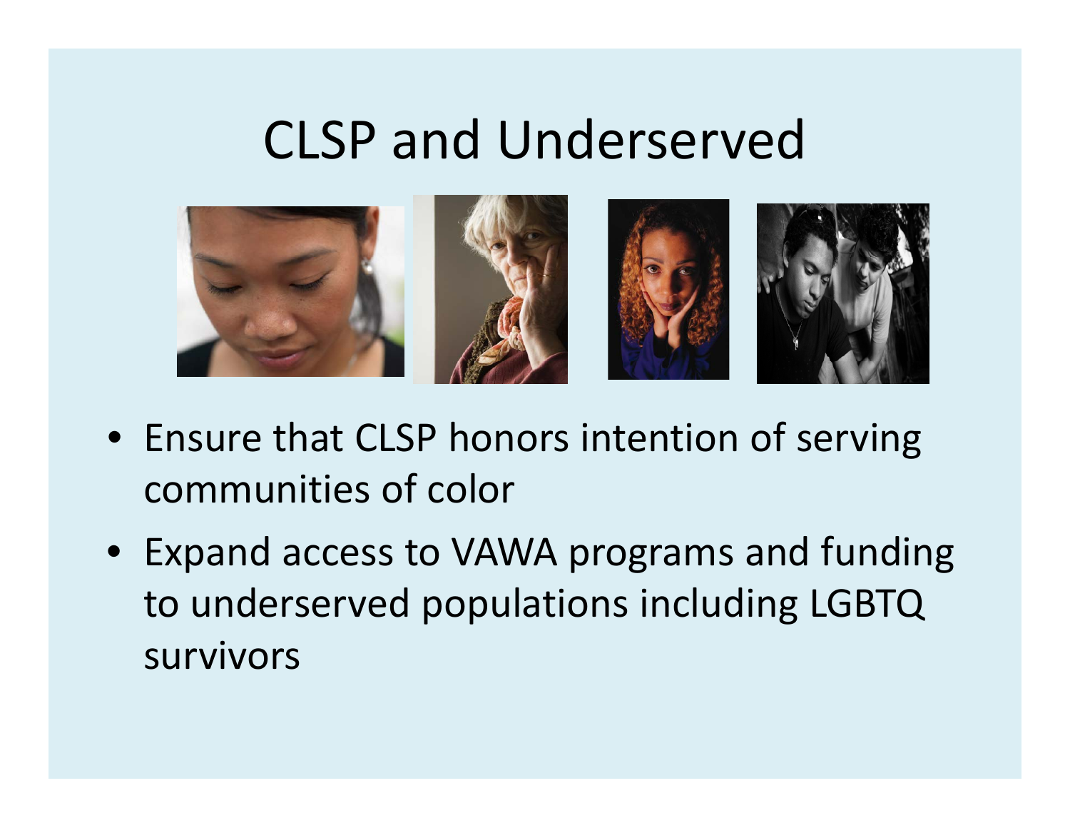# CLSP and Underserved

- Ensure that CLSP honors intention of serving communities of color
- Expand access to VAWA programs and funding to underserved populations including LGBTQ survivors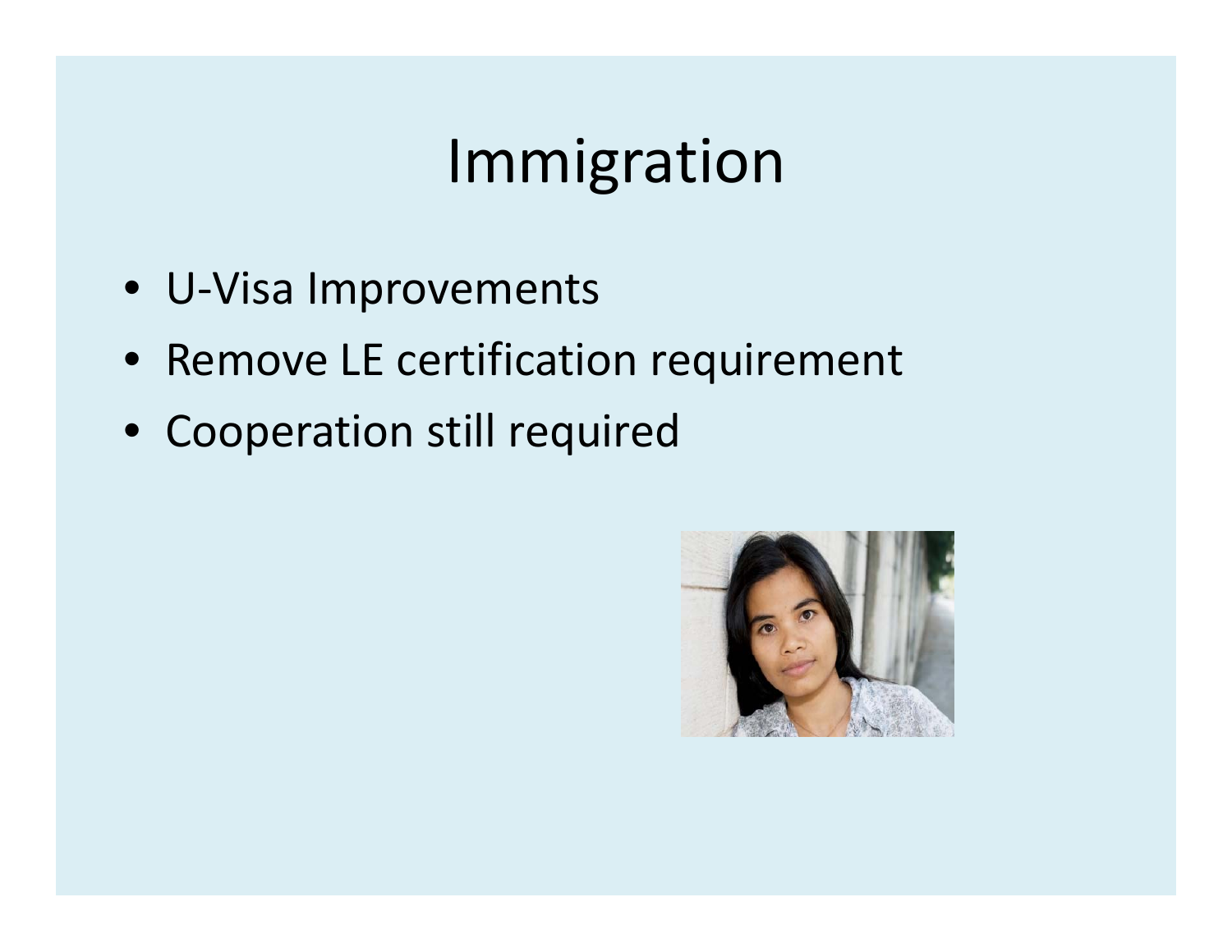# Immigration

- U-Visa Improvements
- Remove LE certification requirement
- Cooperation still required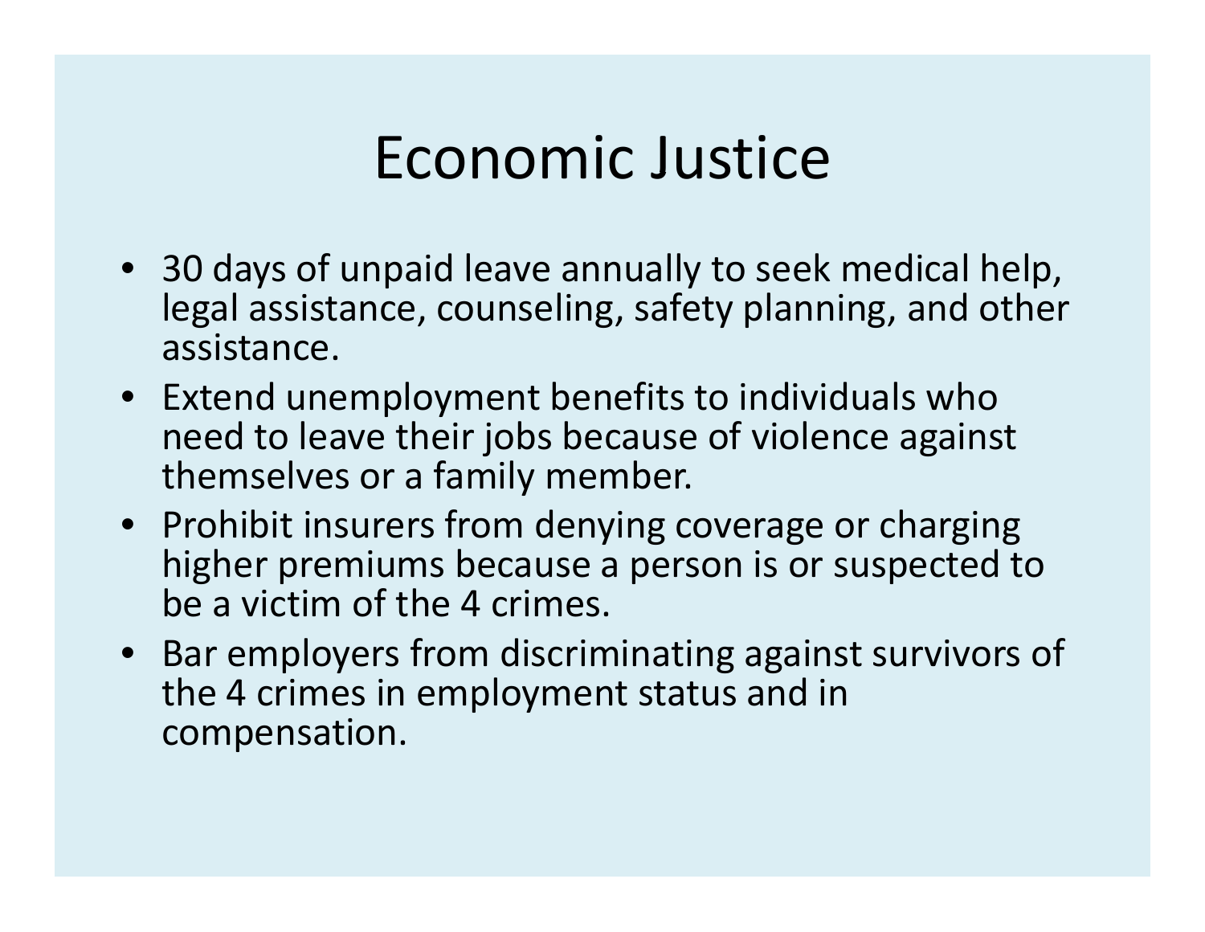# Economic Justice

- 30 days of unpaid leave annually to seek medical help, legal assistance, counseling, safety planning, and other assistance.
- Extend unemployment benefits to individuals who need to leave their jobs because of violence against themselves or a family member.
- Prohibit insurers from denying coverage or charging higher premiums because a person is or suspected to be a victim of the 4 crimes.
- Bar employers from discriminating against survivors of the 4 crimes in employment status and in compensation.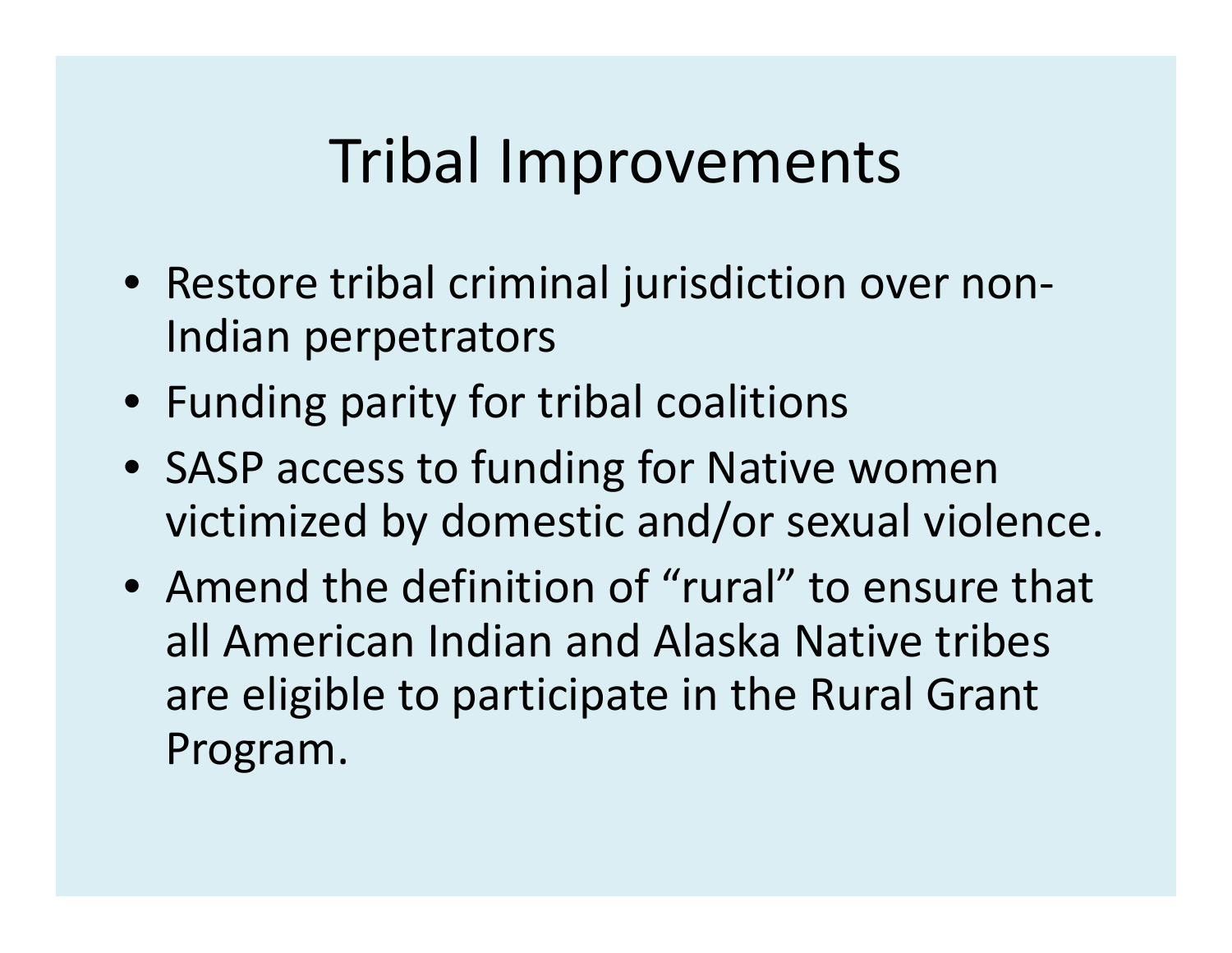# Tribal Improvements

- Restore tribal criminal jurisdiction over non-Indian perpetrators
- Funding parity for tribal coalitions
- SASP access to funding for Native women victimized by domestic and/or sexual violence.
- Amend the definition of “rural” to ensure that all American Indian and Alaska Native tribes are eligible to participate in the Rural Grant Program.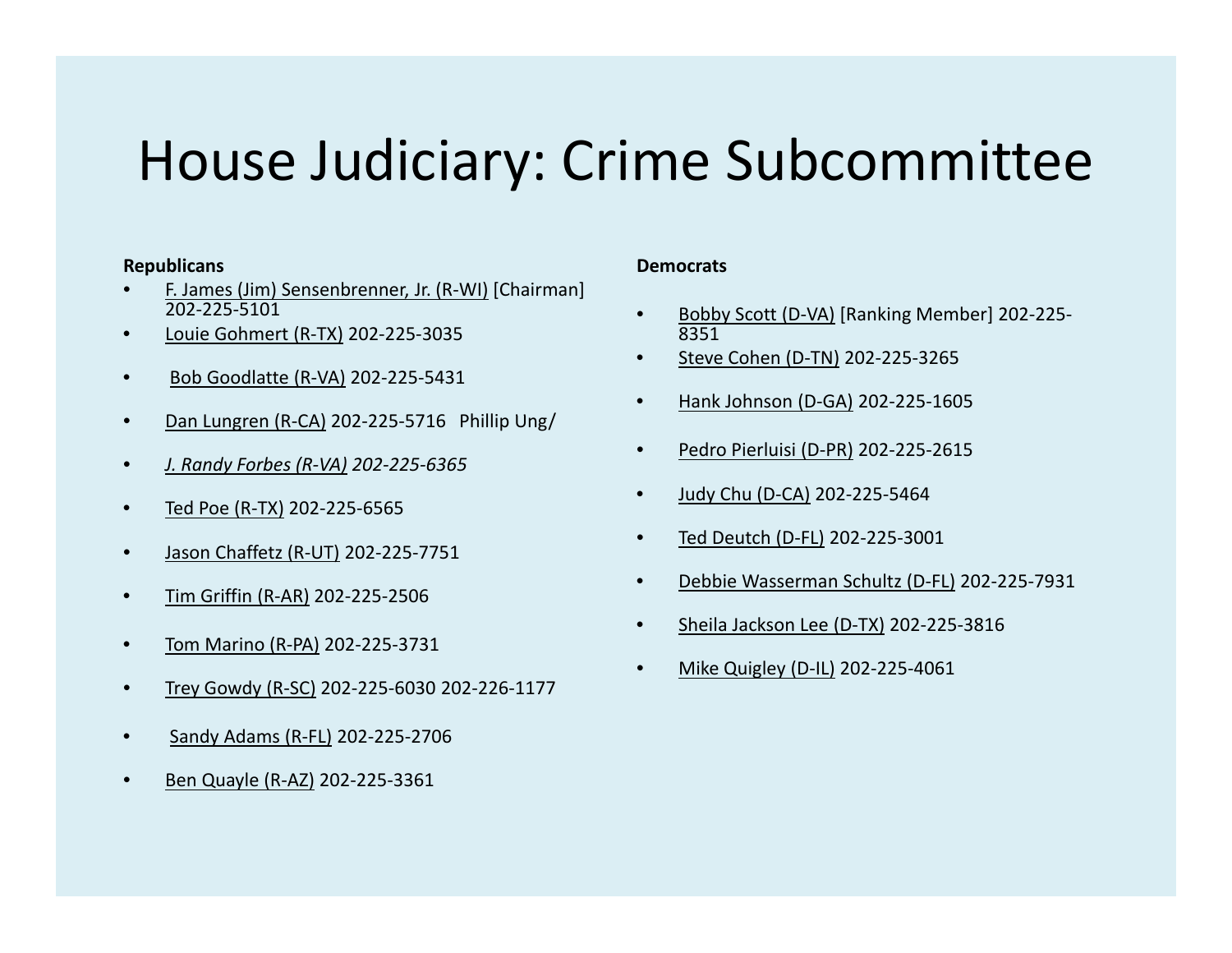# House Judiciary: Crime Subcommittee

**Republicans**

- F. James (Jim) Sensenbrenner, Jr. (R-WI) [Chairman] 202-225-5101
- Louie Gohmert (R-TX) 202-225-3035
- Bob Goodlatte (R-VA) 202-225-5431
- Dan Lungren (R-CA) 202-225-5716 Phillip Ung/
- *J. Randy Forbes (R-VA) 202-225-6365*
- Ted Poe (R-TX) 202-225-6565
- Jason Chaffetz (R-UT) 202-225-7751
- Tim Griffin (R-AR) 202-225-2506
- Tom Marino (R-PA) 202-225-3731
- Trey Gowdy (R-SC) 202-225-6030 202-226-1177
- Sandy Adams (R-FL) 202-225-2706
- Ben Quayle (R-AZ) 202-225-3361

**Democrats**

- Bobby Scott (D-VA) [Ranking Member] 202-225-8351
- Steve Cohen (D-TN) 202-225-3265
- Hank Johnson (D-GA) 202-225-1605
- Pedro Pierluisi (D-PR) 202-225-2615
- Judy Chu (D-CA) 202-225-5464
- Ted Deutch (D-FL) 202-225-3001
- Debbie Wasserman Schultz (D-FL) 202-225-7931
- Sheila Jackson Lee (D-TX) 202-225-3816
- Mike Quigley (D-IL) 202-225-4061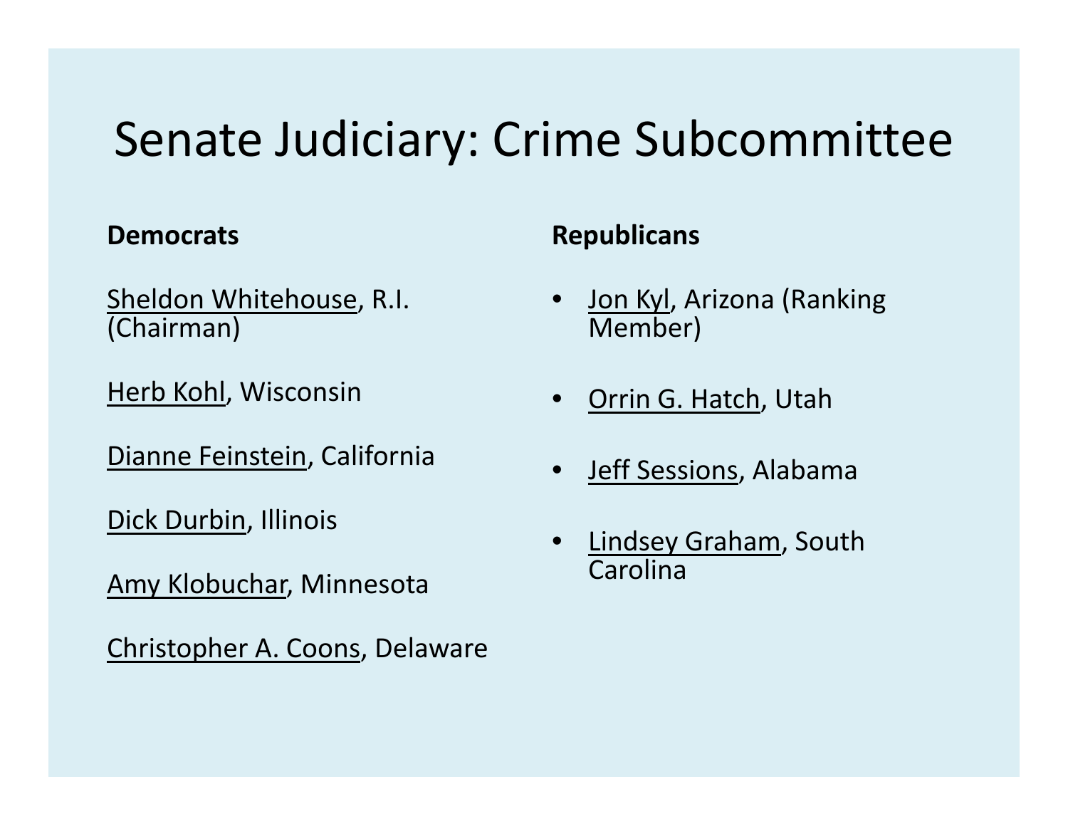# Senate Judiciary: Crime Subcommittee

**Democrats**

Sheldon Whitehouse, R.I. (Chairman)

Herb Kohl, Wisconsin

Dianne Feinstein, California

Dick Durbin, Illinois

Amy Klobuchar, Minnesota

Christopher A. Coons, Delaware

**Republicans**

- Jon Kyl, Arizona (Ranking Member)
- Orrin G. Hatch, Utah
- Jeff Sessions, Alabama
- Lindsey Graham, South Carolina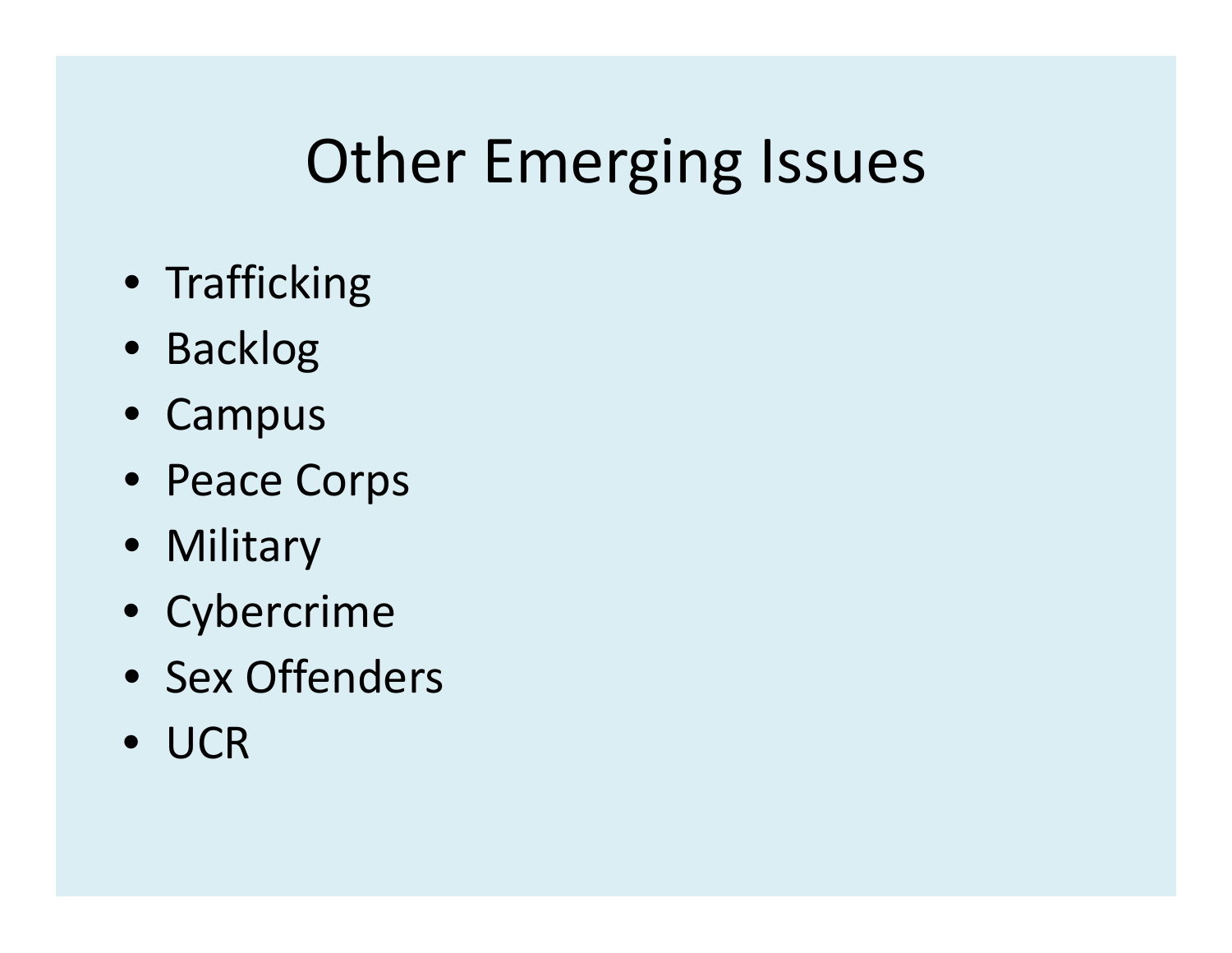# Other Emerging Issues

- Trafficking
- Backlog
- Campus
- Peace Corps
- Military
- Cybercrime
- Sex Offenders
- UCR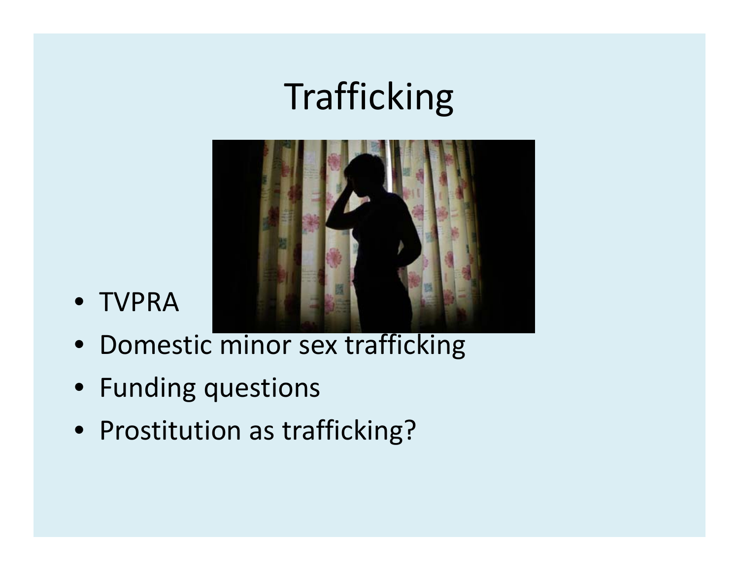# Trafficking

- TVPRA
- Domestic minor sex trafficking
- Funding questions
- Prostitution as trafficking?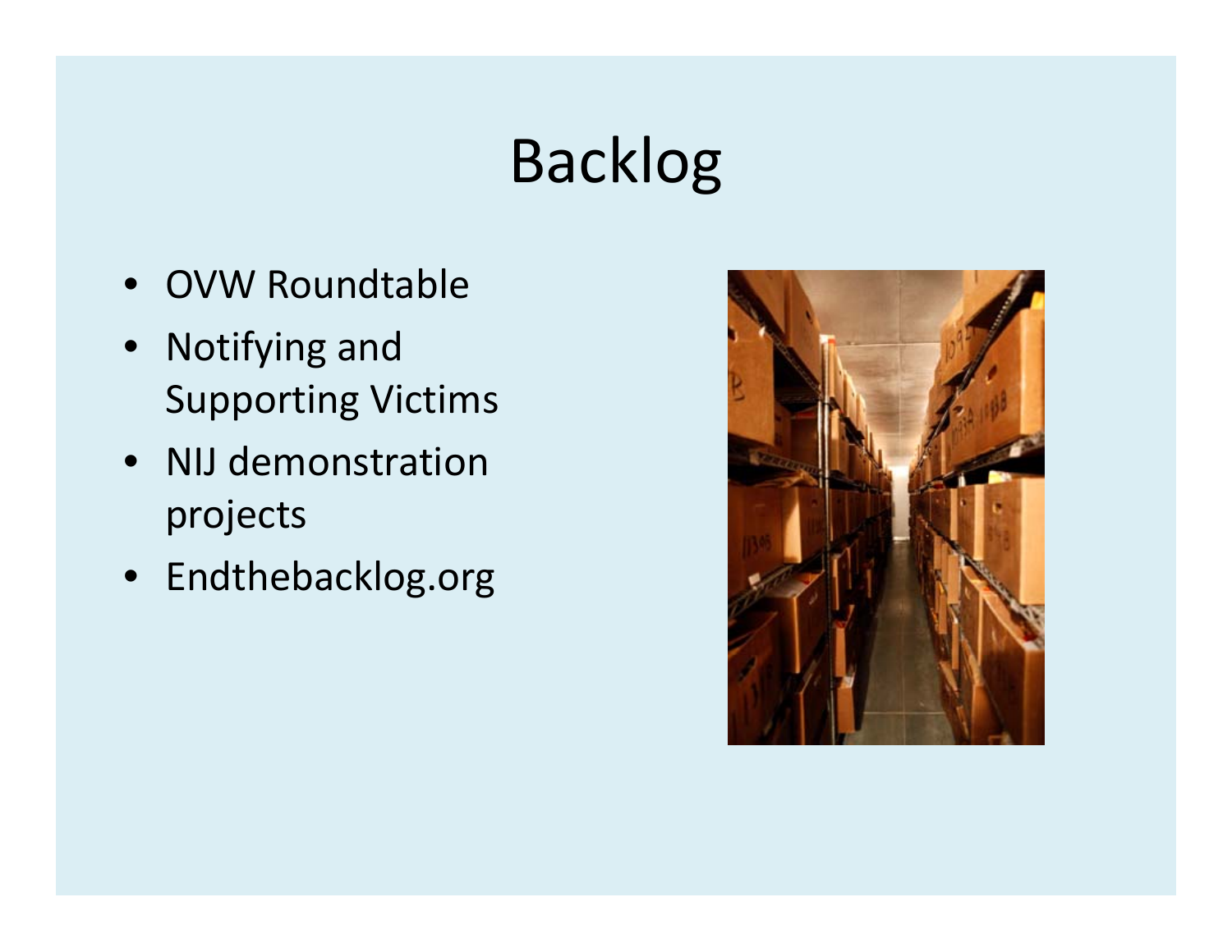# Backlog

- OVW Roundtable
- Notifying and Supporting Victims
- NIJ demonstration projects
- Endthebacklog.org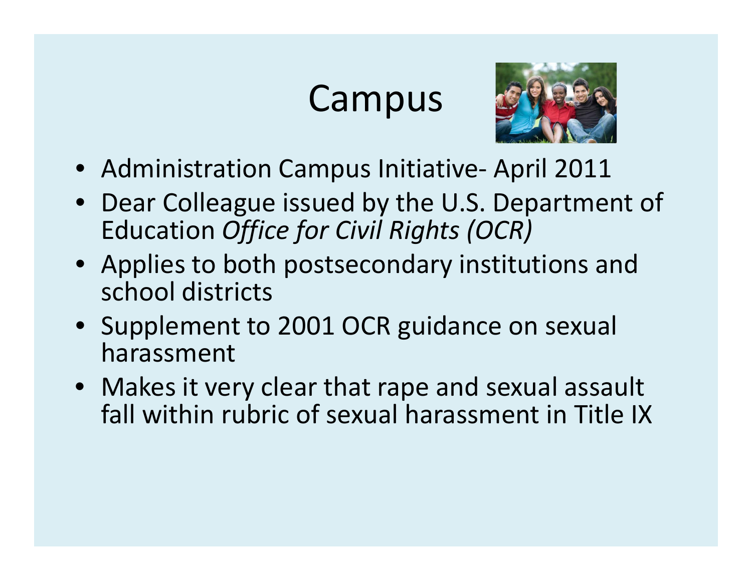# Campus

- Administration Campus Initiative- April 2011
- Dear Colleague issued by the U.S. Department of Education *Office for Civil Rights (OCR)*
- Applies to both postsecondary institutions and school districts
- Supplement to 2001 OCR guidance on sexual harassment
- Makes it very clear that rape and sexual assault fall within rubric of sexual harassment in Title IX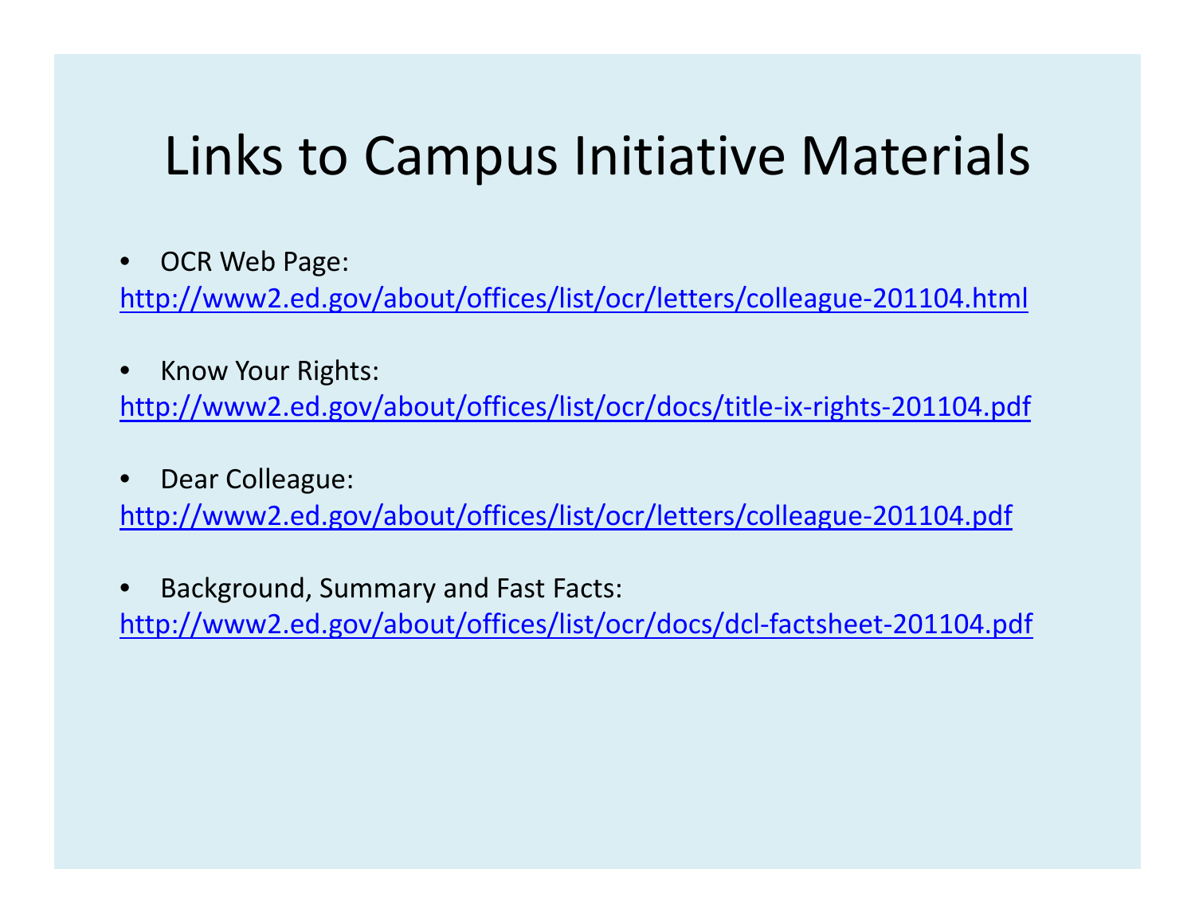# Links to Campus Initiative Materials

- OCR Web Page:
  http://www2.ed.gov/about/offices/list/ocr/letters/colleague-201104.html

- Know Your Rights:
  http://www2.ed.gov/about/offices/list/ocr/docs/title-ix-rights-201104.pdf

- Dear Colleague:
  http://www2.ed.gov/about/offices/list/ocr/letters/colleague-201104.pdf

- Background, Summary and Fast Facts:
  http://www2.ed.gov/about/offices/list/ocr/docs/dcl-factsheet-201104.pdf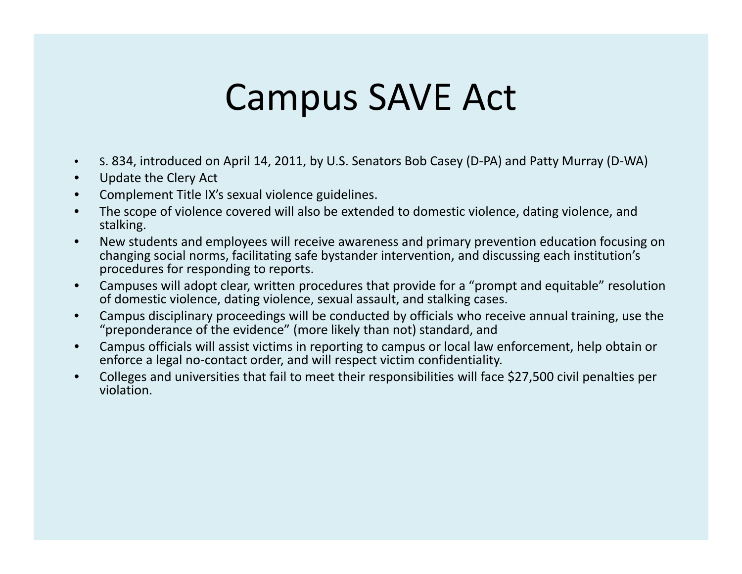# Campus SAVE Act

- S. 834, introduced on April 14, 2011, by U.S. Senators Bob Casey (D-PA) and Patty Murray (D-WA)
- Update the Clery Act
- Complement Title IX's sexual violence guidelines.
- The scope of violence covered will also be extended to domestic violence, dating violence, and stalking.
- New students and employees will receive awareness and primary prevention education focusing on changing social norms, facilitating safe bystander intervention, and discussing each institution's procedures for responding to reports.
- Campuses will adopt clear, written procedures that provide for a "prompt and equitable" resolution of domestic violence, dating violence, sexual assault, and stalking cases.
- Campus disciplinary proceedings will be conducted by officials who receive annual training, use the "preponderance of the evidence" (more likely than not) standard, and
- Campus officials will assist victims in reporting to campus or local law enforcement, help obtain or enforce a legal no-contact order, and will respect victim confidentiality.
- Colleges and universities that fail to meet their responsibilities will face $27,500 civil penalties per violation.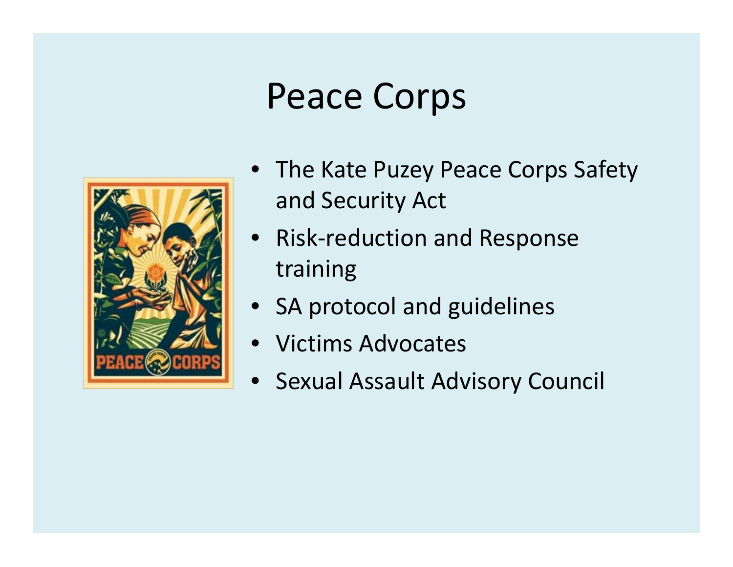# Peace Corps

- The Kate Puzey Peace Corps Safety and Security Act
- Risk-reduction and Response training
- SA protocol and guidelines
- Victims Advocates
- Sexual Assault Advisory Council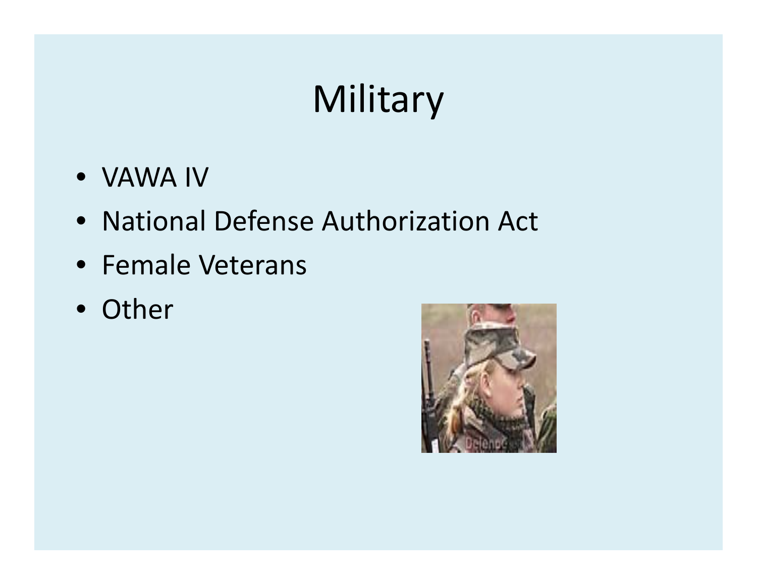# Military

- VAWA IV
- National Defense Authorization Act
- Female Veterans
- Other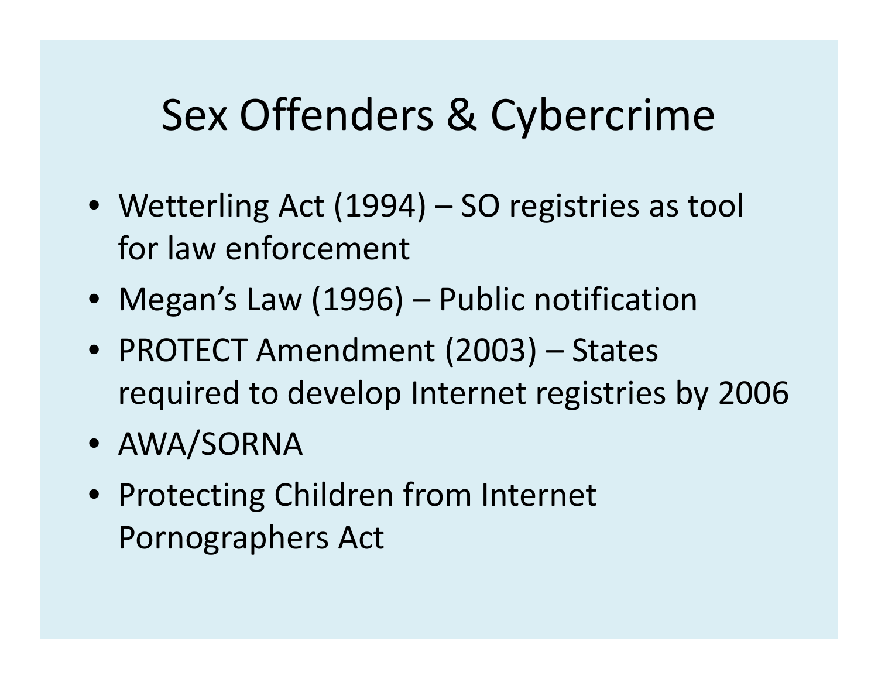# Sex Offenders & Cybercrime

- Wetterling Act (1994) – SO registries as tool for law enforcement
- Megan's Law (1996) – Public notification
- PROTECT Amendment (2003) – States required to develop Internet registries by 2006
- AWA/SORNA
- Protecting Children from Internet Pornographers Act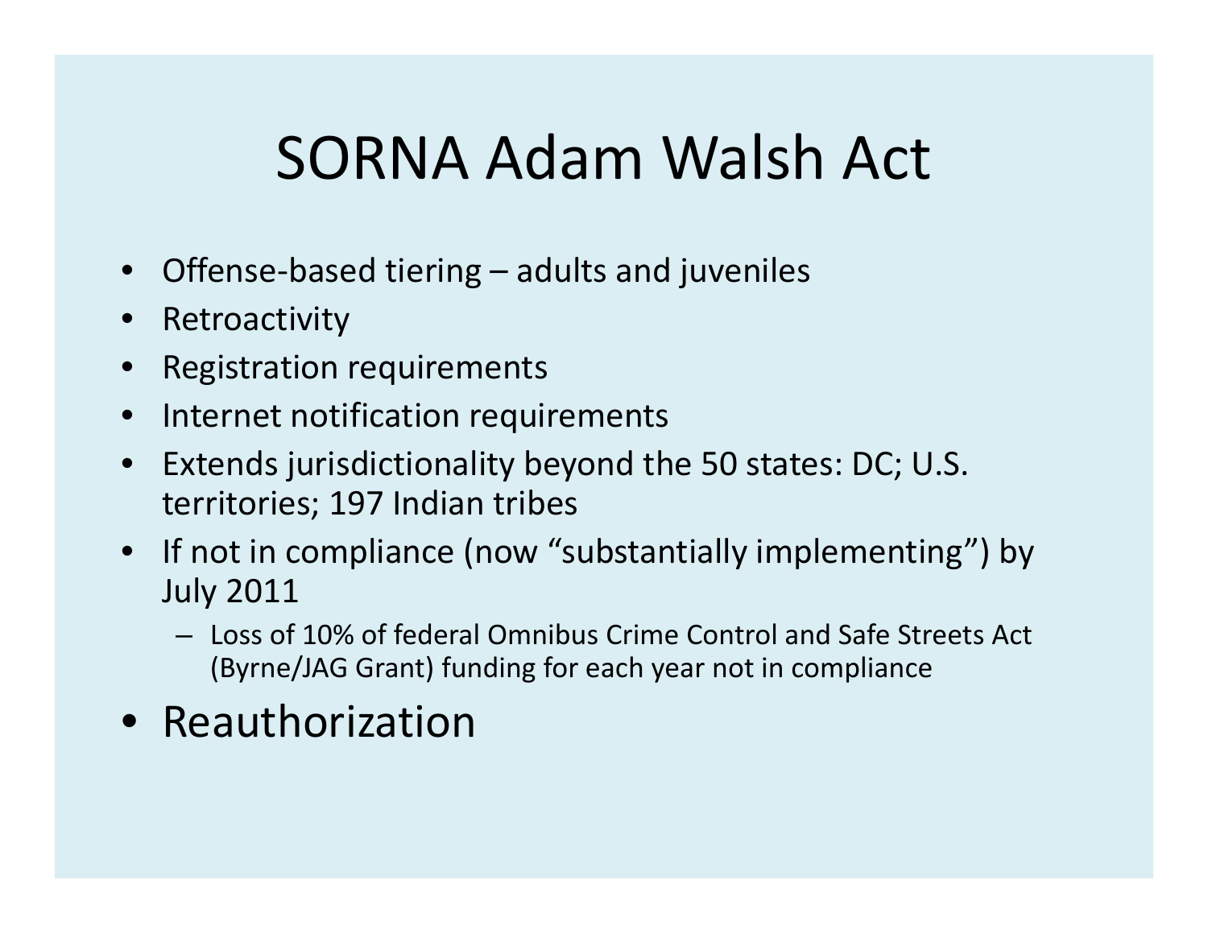# SORNA Adam Walsh Act

- Offense-based tiering – adults and juveniles
- Retroactivity
- Registration requirements
- Internet notification requirements
- Extends jurisdictionality beyond the 50 states: DC; U.S. territories; 197 Indian tribes
- If not in compliance (now "substantially implementing") by July 2011
  - Loss of 10% of federal Omnibus Crime Control and Safe Streets Act (Byrne/JAG Grant) funding for each year not in compliance
- Reauthorization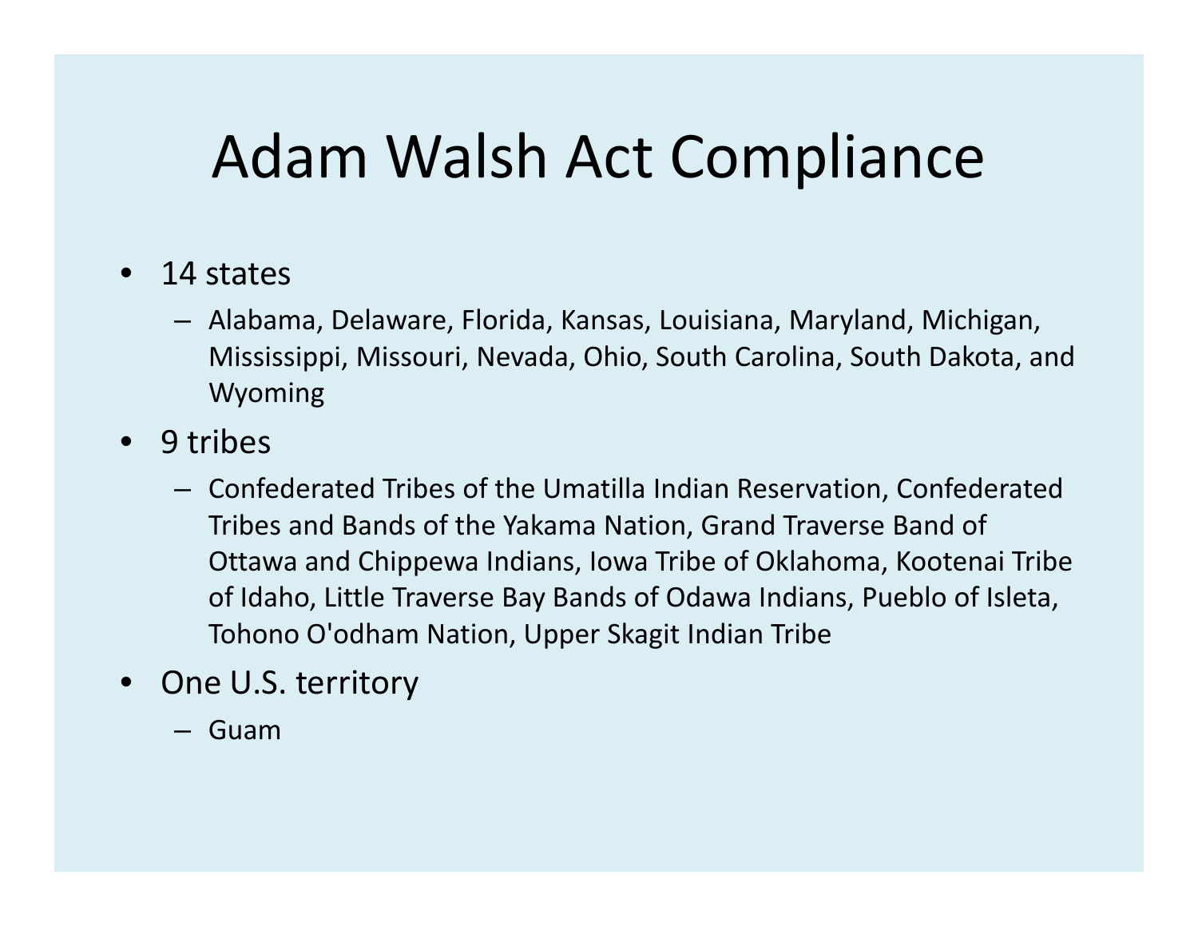# Adam Walsh Act Compliance

- 14 states
  - Alabama, Delaware, Florida, Kansas, Louisiana, Maryland, Michigan, Mississippi, Missouri, Nevada, Ohio, South Carolina, South Dakota, and Wyoming
- 9 tribes
  - Confederated Tribes of the Umatilla Indian Reservation, Confederated Tribes and Bands of the Yakama Nation, Grand Traverse Band of Ottawa and Chippewa Indians, Iowa Tribe of Oklahoma, Kootenai Tribe of Idaho, Little Traverse Bay Bands of Odawa Indians, Pueblo of Isleta, Tohono O'odham Nation, Upper Skagit Indian Tribe
- One U.S. territory
  - Guam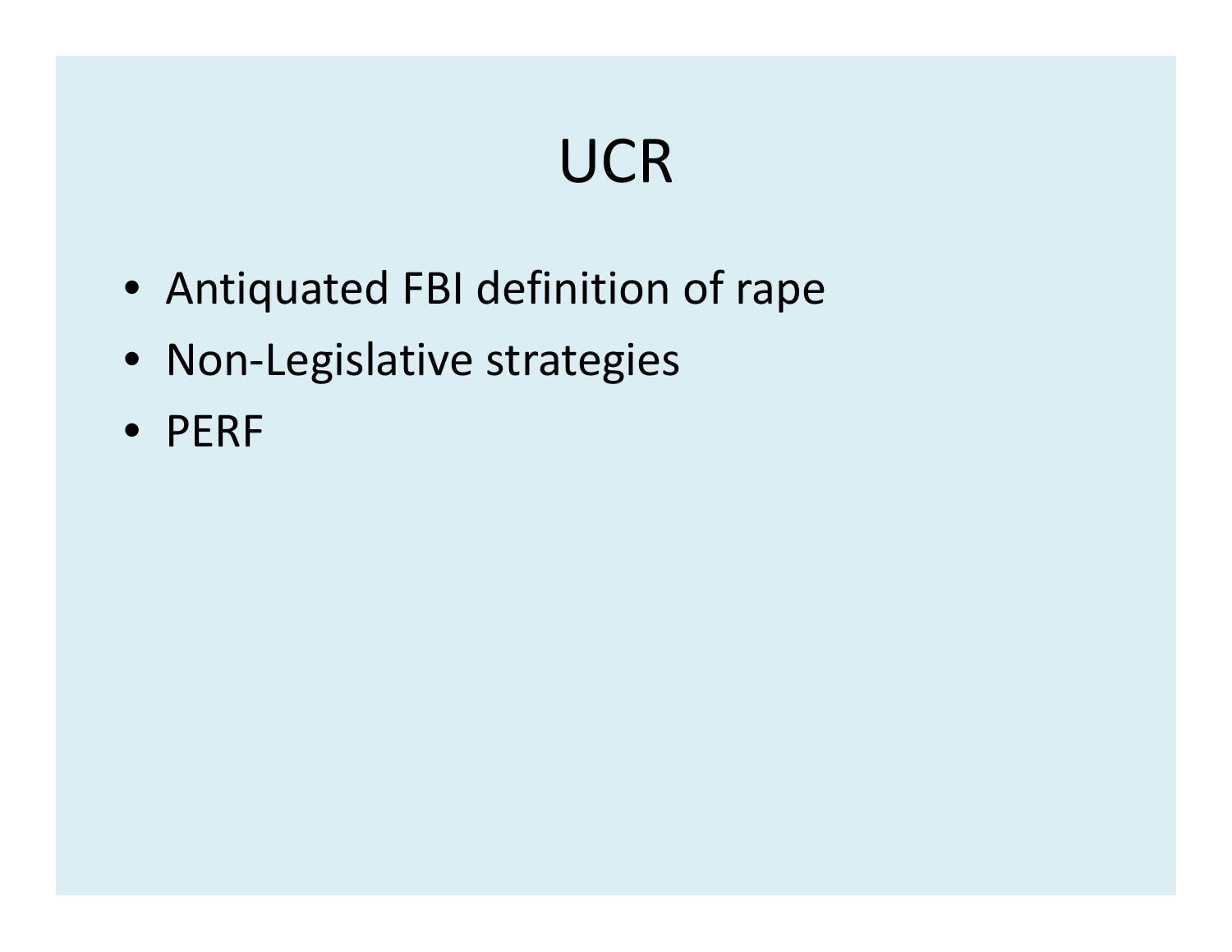# UCR

- Antiquated FBI definition of rape
- Non-Legislative strategies
- PERF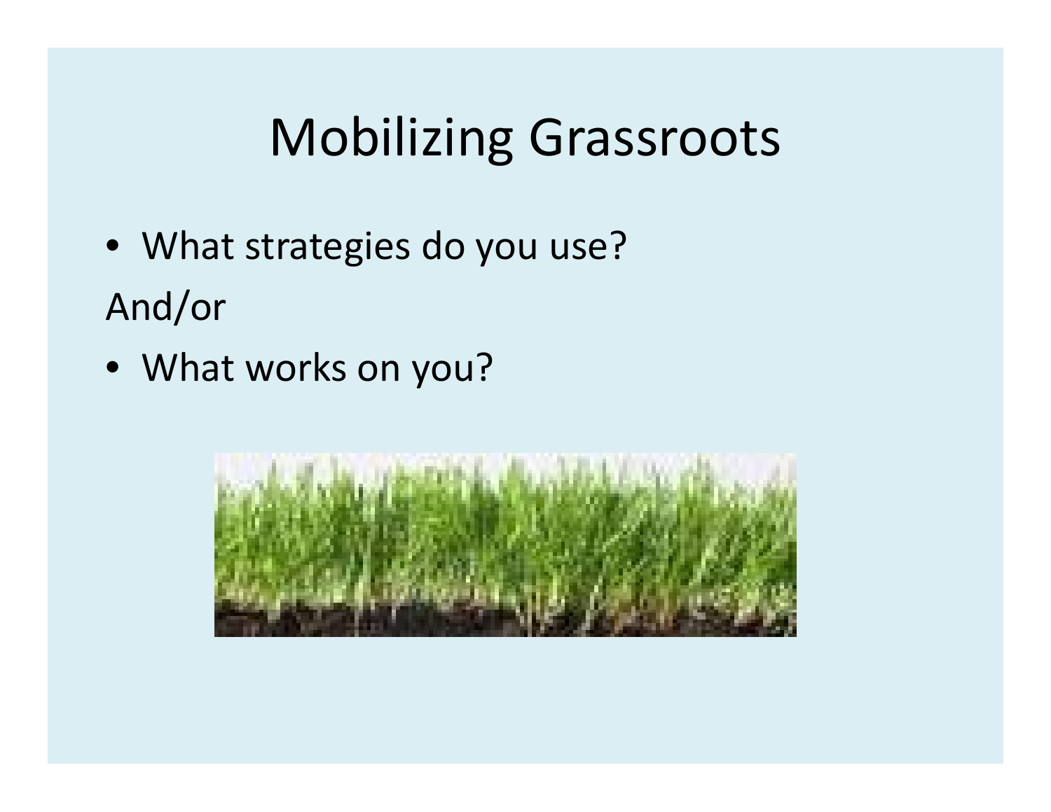# Mobilizing Grassroots

- What strategies do you use?

And/or

- What works on you?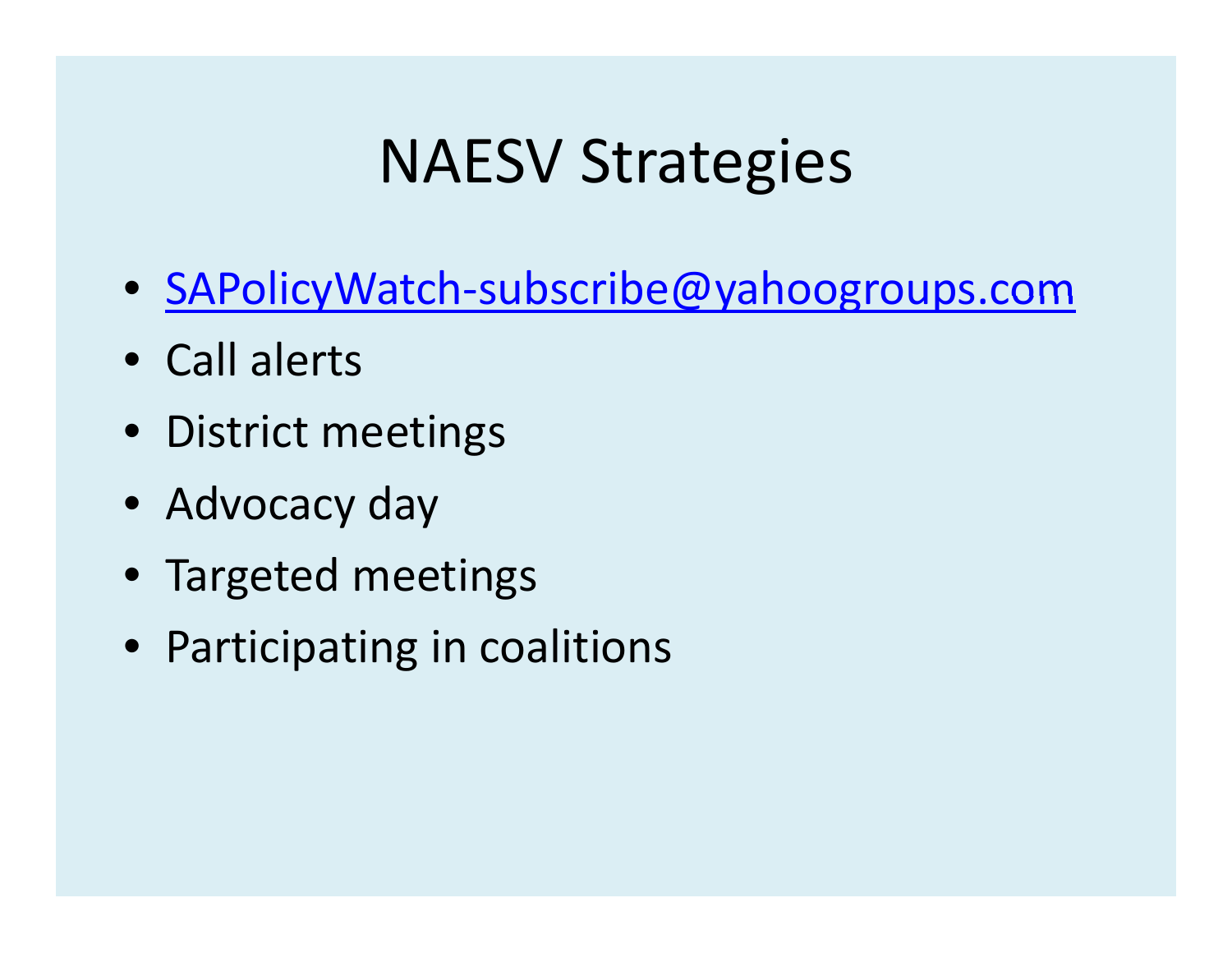# NAESV Strategies

- SAPolicyWatch-subscribe@yahoogroups.com
- Call alerts
- District meetings
- Advocacy day
- Targeted meetings
- Participating in coalitions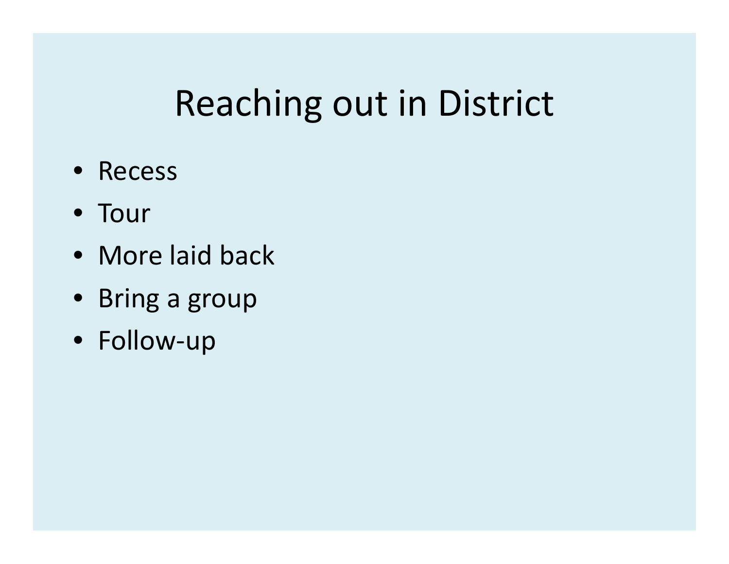# Reaching out in District

- Recess
- Tour
- More laid back
- Bring a group
- Follow-up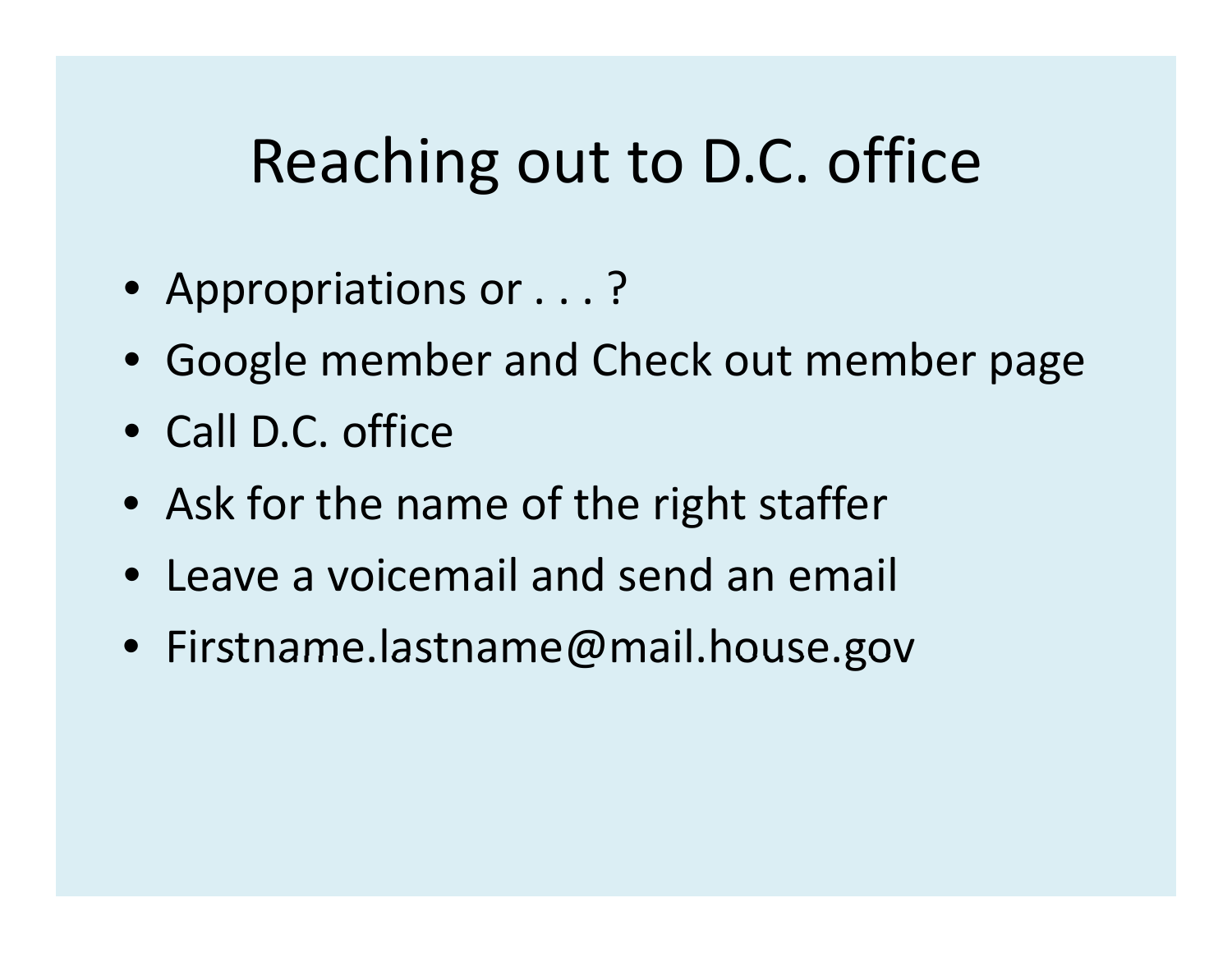# Reaching out to D.C. office

- Appropriations or . . . ?
- Google member and Check out member page
- Call D.C. office
- Ask for the name of the right staffer
- Leave a voicemail and send an email
- Firstname.lastname@mail.house.gov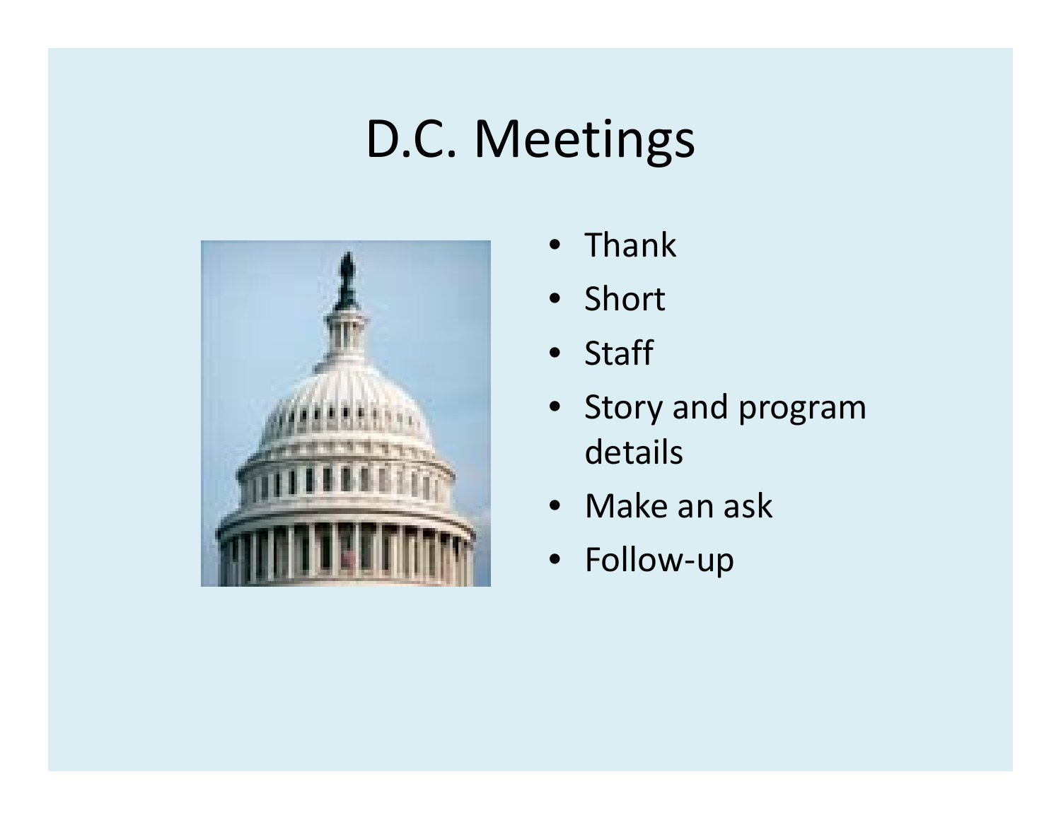# D.C. Meetings

- Thank
- Short
- Staff
- Story and program details
- Make an ask
- Follow-up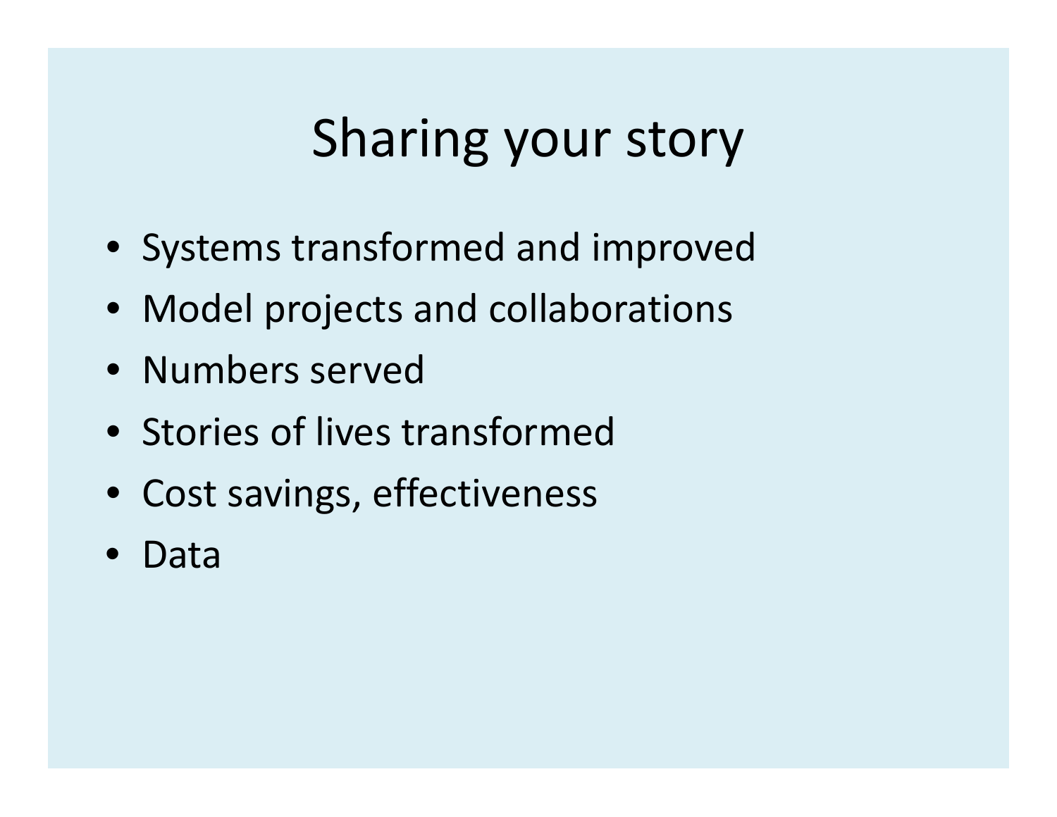# Sharing your story

- Systems transformed and improved
- Model projects and collaborations
- Numbers served
- Stories of lives transformed
- Cost savings, effectiveness
- Data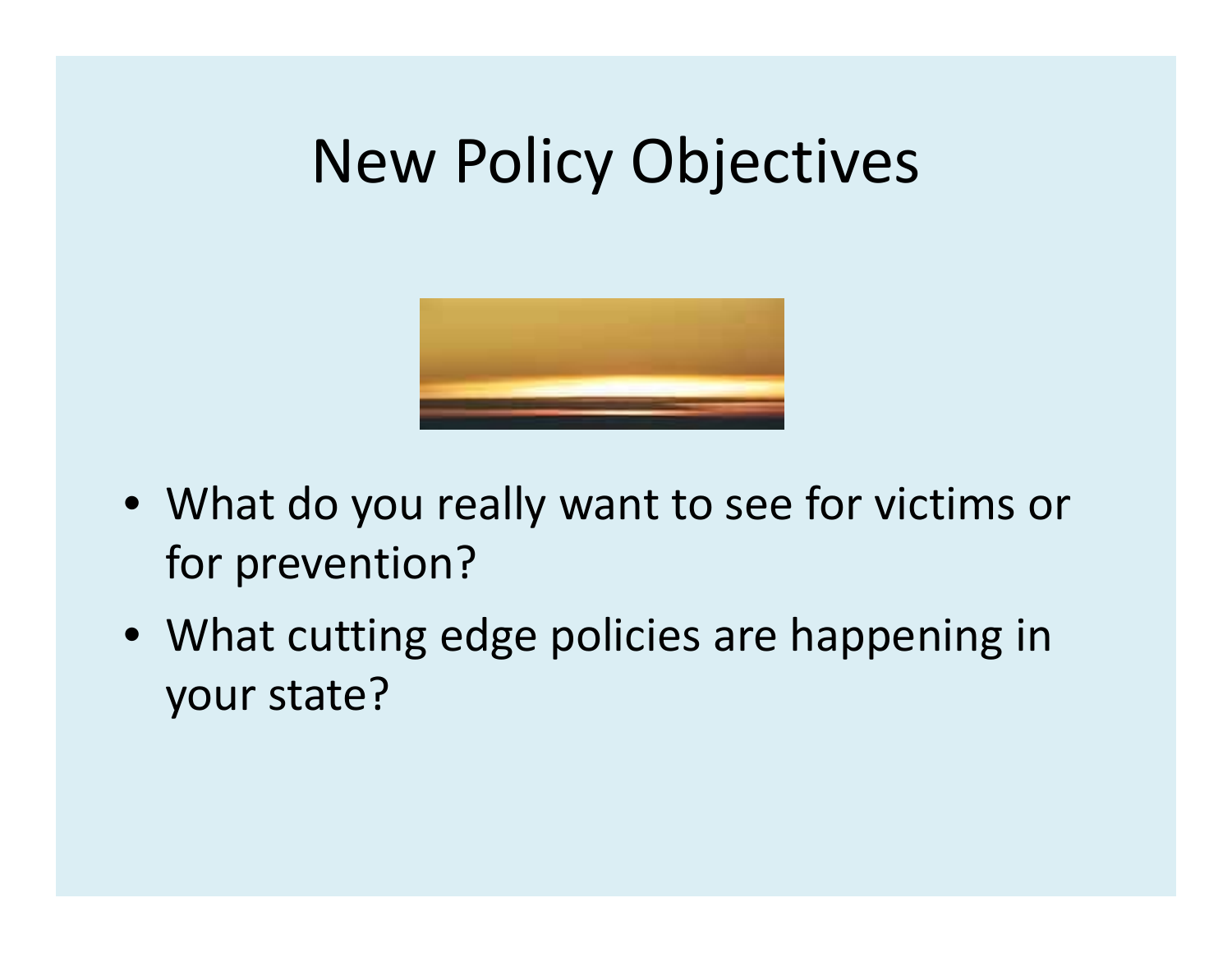# New Policy Objectives

- What do you really want to see for victims or for prevention?
- What cutting edge policies are happening in your state?